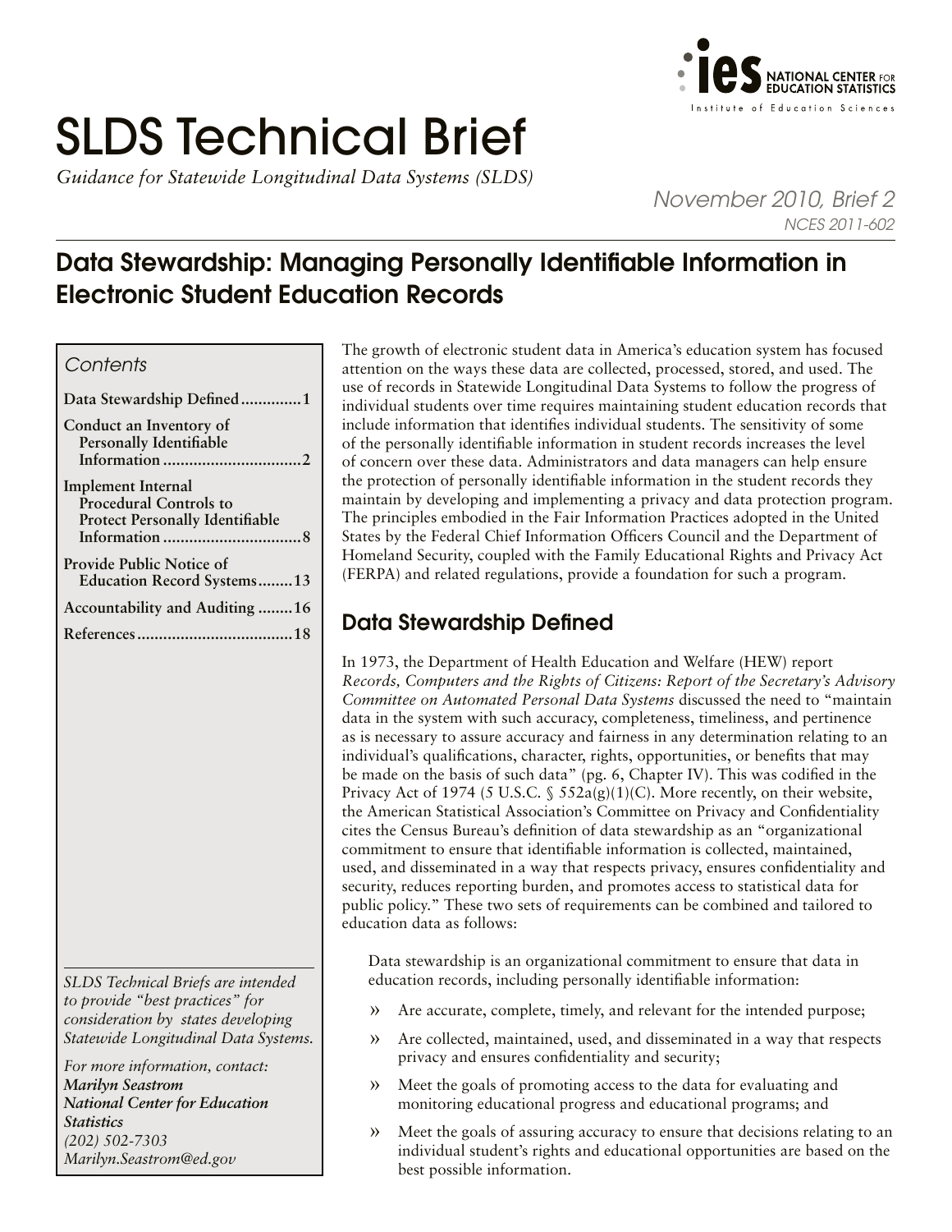# SLDS Technical Brief

*Guidance for Statewide Longitudinal Data Systems (SLDS)*

*November 2010, Brief 2*

*NCES 2011-602*

## Data Stewardship: Managing Personally Identifiable Information in Electronic Student Education Records

*Contents*

**Data Stewardship Defined .............1**

**Conduct an Inventory of Personally Identifiable Information ...............................2**

**Implement Internal Procedural Controls to Protect Personally Identifiable Information ...............................8**

**Provide Public Notice of Education Record Systems........13**

**Accountability and Auditing ........16**

**References...................................18**

*SLDS Technical Briefs are intended to provide "best practices" for consideration by states developing Statewide Longitudinal Data Systems.*

*For more information, contact:*
***Marilyn Seastrom***
***National Center for Education Statistics***
*(202) 502-7303*
*Marilyn.Seastrom@ed.gov*

The growth of electronic student data in America's education system has focused attention on the ways these data are collected, processed, stored, and used. The use of records in Statewide Longitudinal Data Systems to follow the progress of individual students over time requires maintaining student education records that include information that identifies individual students. The sensitivity of some of the personally identifiable information in student records increases the level of concern over these data. Administrators and data managers can help ensure the protection of personally identifiable information in the student records they maintain by developing and implementing a privacy and data protection program. The principles embodied in the Fair Information Practices adopted in the United States by the Federal Chief Information Officers Council and the Department of Homeland Security, coupled with the Family Educational Rights and Privacy Act (FERPA) and related regulations, provide a foundation for such a program.

## Data Stewardship Defined

In 1973, the Department of Health Education and Welfare (HEW) report *Records, Computers and the Rights of Citizens: Report of the Secretary's Advisory Committee on Automated Personal Data Systems* discussed the need to "maintain data in the system with such accuracy, completeness, timeliness, and pertinence as is necessary to assure accuracy and fairness in any determination relating to an individual's qualifications, character, rights, opportunities, or benefits that may be made on the basis of such data" (pg. 6, Chapter IV). This was codified in the Privacy Act of 1974 (5 U.S.C. § 552a(g)(1)(C). More recently, on their website, the American Statistical Association's Committee on Privacy and Confidentiality cites the Census Bureau's definition of data stewardship as an "organizational commitment to ensure that identifiable information is collected, maintained, used, and disseminated in a way that respects privacy, ensures confidentiality and security, reduces reporting burden, and promotes access to statistical data for public policy." These two sets of requirements can be combined and tailored to education data as follows:

> Data stewardship is an organizational commitment to ensure that data in education records, including personally identifiable information:
>
> - Are accurate, complete, timely, and relevant for the intended purpose;
> - Are collected, maintained, used, and disseminated in a way that respects privacy and ensures confidentiality and security;
> - Meet the goals of promoting access to the data for evaluating and monitoring educational progress and educational programs; and
> - Meet the goals of assuring accuracy to ensure that decisions relating to an individual student's rights and educational opportunities are based on the best possible information.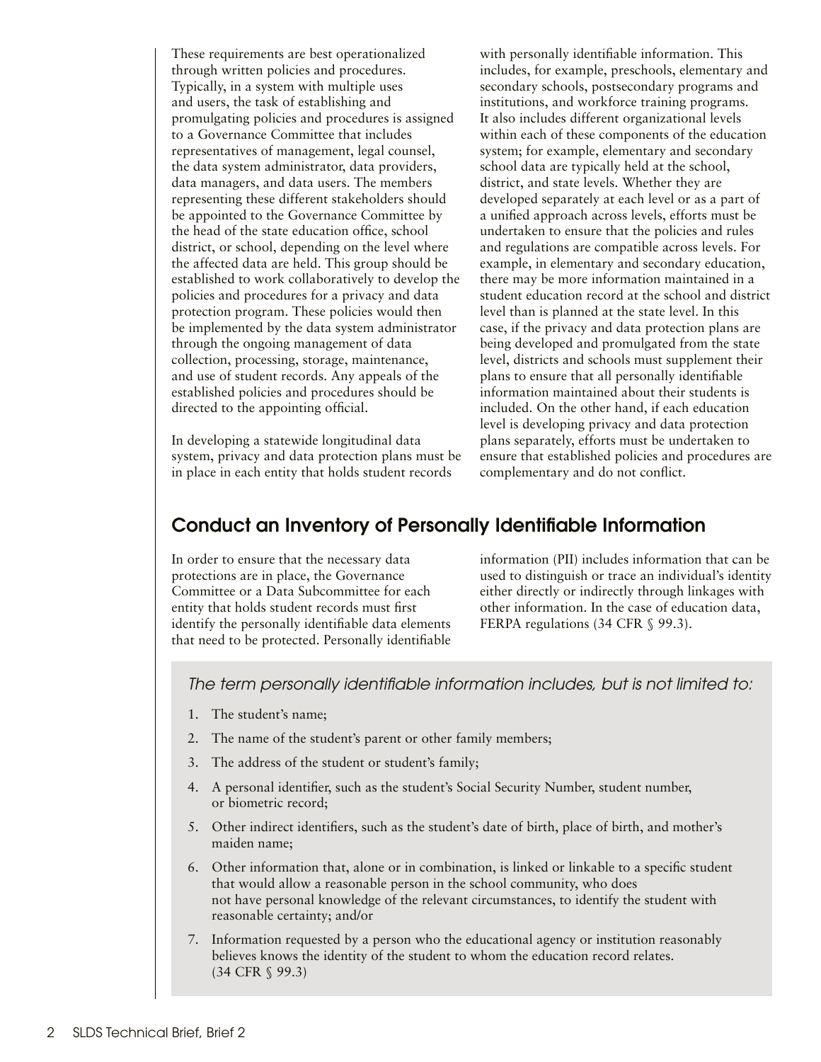These requirements are best operationalized through written policies and procedures. Typically, in a system with multiple uses and users, the task of establishing and promulgating policies and procedures is assigned to a Governance Committee that includes representatives of management, legal counsel, the data system administrator, data providers, data managers, and data users. The members representing these different stakeholders should be appointed to the Governance Committee by the head of the state education office, school district, or school, depending on the level where the affected data are held. This group should be established to work collaboratively to develop the policies and procedures for a privacy and data protection program. These policies would then be implemented by the data system administrator through the ongoing management of data collection, processing, storage, maintenance, and use of student records. Any appeals of the established policies and procedures should be directed to the appointing official.

In developing a statewide longitudinal data system, privacy and data protection plans must be in place in each entity that holds student records with personally identifiable information. This includes, for example, preschools, elementary and secondary schools, postsecondary programs and institutions, and workforce training programs. It also includes different organizational levels within each of these components of the education system; for example, elementary and secondary school data are typically held at the school, district, and state levels. Whether they are developed separately at each level or as a part of a unified approach across levels, efforts must be undertaken to ensure that the policies and rules and regulations are compatible across levels. For example, in elementary and secondary education, there may be more information maintained in a student education record at the school and district level than is planned at the state level. In this case, if the privacy and data protection plans are being developed and promulgated from the state level, districts and schools must supplement their plans to ensure that all personally identifiable information maintained about their students is included. On the other hand, if each education level is developing privacy and data protection plans separately, efforts must be undertaken to ensure that established policies and procedures are complementary and do not conflict.

## Conduct an Inventory of Personally Identifiable Information

In order to ensure that the necessary data protections are in place, the Governance Committee or a Data Subcommittee for each entity that holds student records must first identify the personally identifiable data elements that need to be protected. Personally identifiable information (PII) includes information that can be used to distinguish or trace an individual's identity either directly or indirectly through linkages with other information. In the case of education data, FERPA regulations (34 CFR § 99.3).

*The term personally identifiable information includes, but is not limited to:*

1. The student's name;
2. The name of the student's parent or other family members;
3. The address of the student or student's family;
4. A personal identifier, such as the student's Social Security Number, student number, or biometric record;
5. Other indirect identifiers, such as the student's date of birth, place of birth, and mother's maiden name;
6. Other information that, alone or in combination, is linked or linkable to a specific student that would allow a reasonable person in the school community, who does not have personal knowledge of the relevant circumstances, to identify the student with reasonable certainty; and/or
7. Information requested by a person who the educational agency or institution reasonably believes knows the identity of the student to whom the education record relates. (34 CFR § 99.3)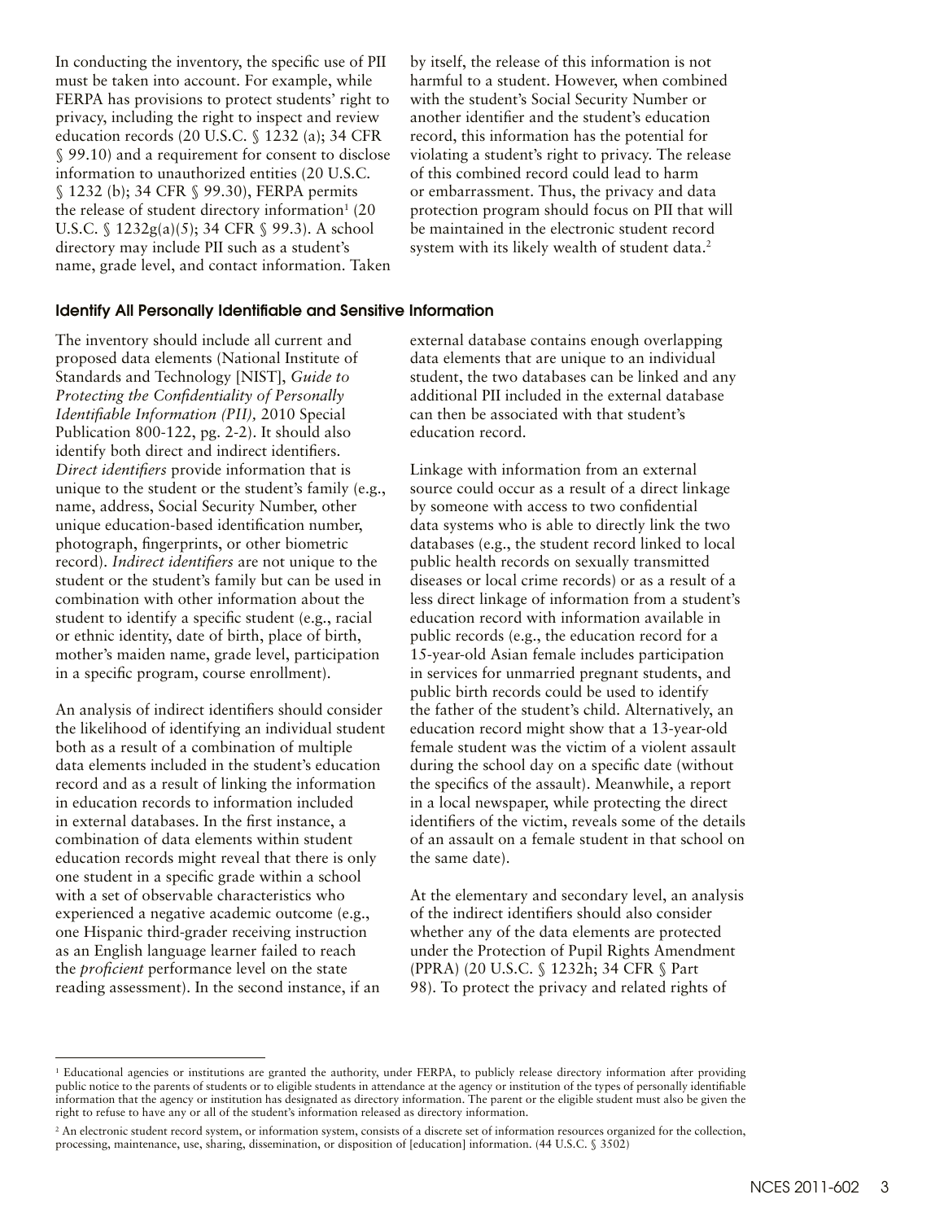In conducting the inventory, the specific use of PII must be taken into account. For example, while FERPA has provisions to protect students' right to privacy, including the right to inspect and review education records (20 U.S.C. § 1232 (a); 34 CFR § 99.10) and a requirement for consent to disclose information to unauthorized entities (20 U.S.C. § 1232 (b); 34 CFR § 99.30), FERPA permits the release of student directory information[1] (20 U.S.C. § 1232g(a)(5); 34 CFR § 99.3). A school directory may include PII such as a student's name, grade level, and contact information. Taken by itself, the release of this information is not harmful to a student. However, when combined with the student's Social Security Number or another identifier and the student's education record, this information has the potential for violating a student's right to privacy. The release of this combined record could lead to harm or embarrassment. Thus, the privacy and data protection program should focus on PII that will be maintained in the electronic student record system with its likely wealth of student data.[2]

### Identify All Personally Identifiable and Sensitive Information

The inventory should include all current and proposed data elements (National Institute of Standards and Technology [NIST], *Guide to Protecting the Confidentiality of Personally Identifiable Information (PII),* 2010 Special Publication 800-122, pg. 2-2). It should also identify both direct and indirect identifiers. *Direct identifiers* provide information that is unique to the student or the student's family (e.g., name, address, Social Security Number, other unique education-based identification number, photograph, fingerprints, or other biometric record). *Indirect identifiers* are not unique to the student or the student's family but can be used in combination with other information about the student to identify a specific student (e.g., racial or ethnic identity, date of birth, place of birth, mother's maiden name, grade level, participation in a specific program, course enrollment).

An analysis of indirect identifiers should consider the likelihood of identifying an individual student both as a result of a combination of multiple data elements included in the student's education record and as a result of linking the information in education records to information included in external databases. In the first instance, a combination of data elements within student education records might reveal that there is only one student in a specific grade within a school with a set of observable characteristics who experienced a negative academic outcome (e.g., one Hispanic third-grader receiving instruction as an English language learner failed to reach the *proficient* performance level on the state reading assessment). In the second instance, if an external database contains enough overlapping data elements that are unique to an individual student, the two databases can be linked and any additional PII included in the external database can then be associated with that student's education record.

Linkage with information from an external source could occur as a result of a direct linkage by someone with access to two confidential data systems who is able to directly link the two databases (e.g., the student record linked to local public health records on sexually transmitted diseases or local crime records) or as a result of a less direct linkage of information from a student's education record with information available in public records (e.g., the education record for a 15-year-old Asian female includes participation in services for unmarried pregnant students, and public birth records could be used to identify the father of the student's child. Alternatively, an education record might show that a 13-year-old female student was the victim of a violent assault during the school day on a specific date (without the specifics of the assault). Meanwhile, a report in a local newspaper, while protecting the direct identifiers of the victim, reveals some of the details of an assault on a female student in that school on the same date).

At the elementary and secondary level, an analysis of the indirect identifiers should also consider whether any of the data elements are protected under the Protection of Pupil Rights Amendment (PPRA) (20 U.S.C. § 1232h; 34 CFR § Part 98). To protect the privacy and related rights of

---

[1] Educational agencies or institutions are granted the authority, under FERPA, to publicly release directory information after providing public notice to the parents of students or to eligible students in attendance at the agency or institution of the types of personally identifiable information that the agency or institution has designated as directory information. The parent or the eligible student must also be given the right to refuse to have any or all of the student's information released as directory information.

[2] An electronic student record system, or information system, consists of a discrete set of information resources organized for the collection, processing, maintenance, use, sharing, dissemination, or disposition of [education] information. (44 U.S.C. § 3502)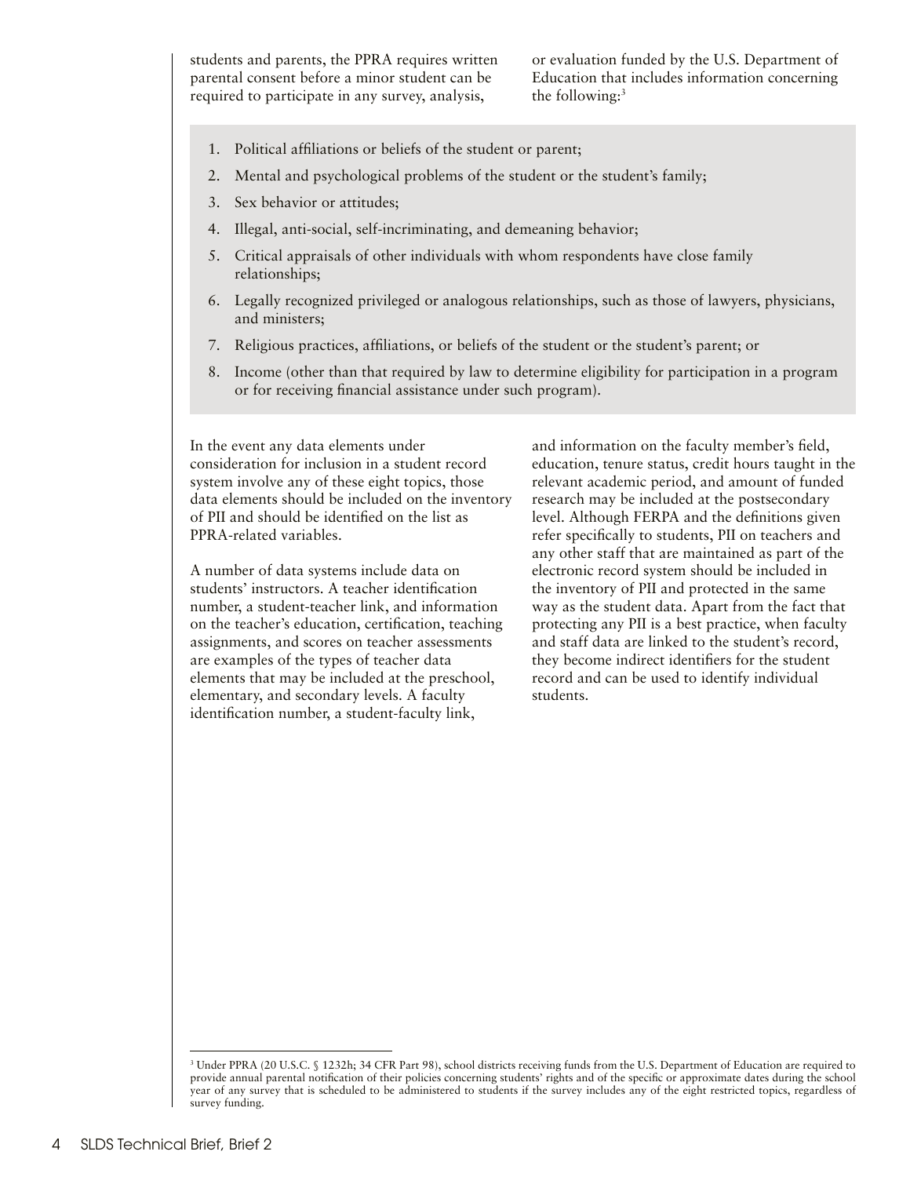students and parents, the PPRA requires written parental consent before a minor student can be required to participate in any survey, analysis, or evaluation funded by the U.S. Department of Education that includes information concerning the following:[3]

1. Political affiliations or beliefs of the student or parent;
2. Mental and psychological problems of the student or the student's family;
3. Sex behavior or attitudes;
4. Illegal, anti-social, self-incriminating, and demeaning behavior;
5. Critical appraisals of other individuals with whom respondents have close family relationships;
6. Legally recognized privileged or analogous relationships, such as those of lawyers, physicians, and ministers;
7. Religious practices, affiliations, or beliefs of the student or the student's parent; or
8. Income (other than that required by law to determine eligibility for participation in a program or for receiving financial assistance under such program).

In the event any data elements under consideration for inclusion in a student record system involve any of these eight topics, those data elements should be included on the inventory of PII and should be identified on the list as PPRA-related variables.

A number of data systems include data on students' instructors. A teacher identification number, a student-teacher link, and information on the teacher's education, certification, teaching assignments, and scores on teacher assessments are examples of the types of teacher data elements that may be included at the preschool, elementary, and secondary levels. A faculty identification number, a student-faculty link, and information on the faculty member's field, education, tenure status, credit hours taught in the relevant academic period, and amount of funded research may be included at the postsecondary level. Although FERPA and the definitions given refer specifically to students, PII on teachers and any other staff that are maintained as part of the electronic record system should be included in the inventory of PII and protected in the same way as the student data. Apart from the fact that protecting any PII is a best practice, when faculty and staff data are linked to the student's record, they become indirect identifiers for the student record and can be used to identify individual students.

---

[3] Under PPRA (20 U.S.C. § 1232h; 34 CFR Part 98), school districts receiving funds from the U.S. Department of Education are required to provide annual parental notification of their policies concerning students' rights and of the specific or approximate dates during the school year of any survey that is scheduled to be administered to students if the survey includes any of the eight restricted topics, regardless of survey funding.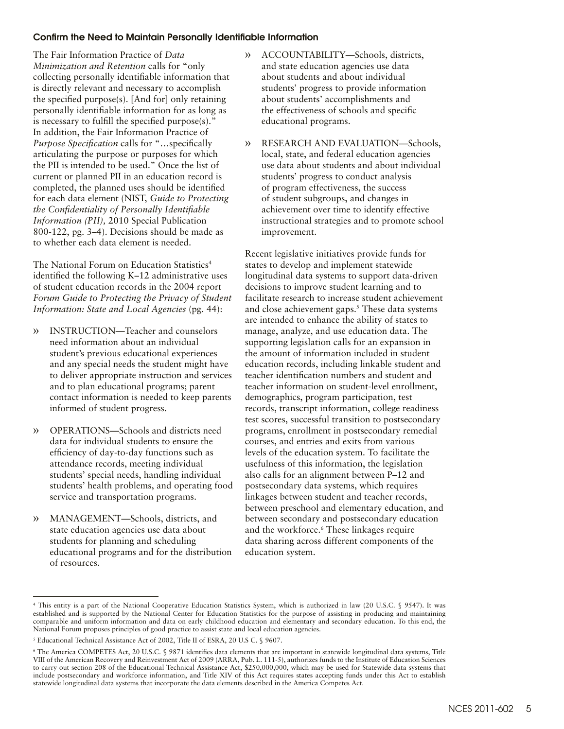### Confirm the Need to Maintain Personally Identifiable Information

The Fair Information Practice of *Data Minimization and Retention* calls for "only collecting personally identifiable information that is directly relevant and necessary to accomplish the specified purpose(s). [And for] only retaining personally identifiable information for as long as is necessary to fulfill the specified purpose(s)." In addition, the Fair Information Practice of *Purpose Specification* calls for "…specifically articulating the purpose or purposes for which the PII is intended to be used." Once the list of current or planned PII in an education record is completed, the planned uses should be identified for each data element (NIST, *Guide to Protecting the Confidentiality of Personally Identifiable Information (PII),* 2010 Special Publication 800-122, pg. 3–4). Decisions should be made as to whether each data element is needed.

The National Forum on Education Statistics[4] identified the following K–12 administrative uses of student education records in the 2004 report *Forum Guide to Protecting the Privacy of Student Information: State and Local Agencies* (pg. 44):

- INSTRUCTION—Teacher and counselors need information about an individual student's previous educational experiences and any special needs the student might have to deliver appropriate instruction and services and to plan educational programs; parent contact information is needed to keep parents informed of student progress.
- OPERATIONS—Schools and districts need data for individual students to ensure the efficiency of day-to-day functions such as attendance records, meeting individual students' special needs, handling individual students' health problems, and operating food service and transportation programs.
- MANAGEMENT—Schools, districts, and state education agencies use data about students for planning and scheduling educational programs and for the distribution of resources.
- ACCOUNTABILITY—Schools, districts, and state education agencies use data about students and about individual students' progress to provide information about students' accomplishments and the effectiveness of schools and specific educational programs.
- RESEARCH AND EVALUATION—Schools, local, state, and federal education agencies use data about students and about individual students' progress to conduct analysis of program effectiveness, the success of student subgroups, and changes in achievement over time to identify effective instructional strategies and to promote school improvement.

Recent legislative initiatives provide funds for states to develop and implement statewide longitudinal data systems to support data-driven decisions to improve student learning and to facilitate research to increase student achievement and close achievement gaps.[5] These data systems are intended to enhance the ability of states to manage, analyze, and use education data. The supporting legislation calls for an expansion in the amount of information included in student education records, including linkable student and teacher identification numbers and student and teacher information on student-level enrollment, demographics, program participation, test records, transcript information, college readiness test scores, successful transition to postsecondary programs, enrollment in postsecondary remedial courses, and entries and exits from various levels of the education system. To facilitate the usefulness of this information, the legislation also calls for an alignment between P–12 and postsecondary data systems, which requires linkages between student and teacher records, between preschool and elementary education, and between secondary and postsecondary education and the workforce.[6] These linkages require data sharing across different components of the education system.

---

[4] This entity is a part of the National Cooperative Education Statistics System, which is authorized in law (20 U.S.C. § 9547). It was established and is supported by the National Center for Education Statistics for the purpose of assisting in producing and maintaining comparable and uniform information and data on early childhood education and elementary and secondary education. To this end, the National Forum proposes principles of good practice to assist state and local education agencies.

[5] Educational Technical Assistance Act of 2002, Title II of ESRA, 20 U.S C. § 9607.

[6] The America COMPETES Act, 20 U.S.C. § 9871 identifies data elements that are important in statewide longitudinal data systems, Title VIII of the American Recovery and Reinvestment Act of 2009 (ARRA, Pub. L. 111-5), authorizes funds to the Institute of Education Sciences to carry out section 208 of the Educational Technical Assistance Act, $250,000,000, which may be used for Statewide data systems that include postsecondary and workforce information, and Title XIV of this Act requires states accepting funds under this Act to establish statewide longitudinal data systems that incorporate the data elements described in the America Competes Act.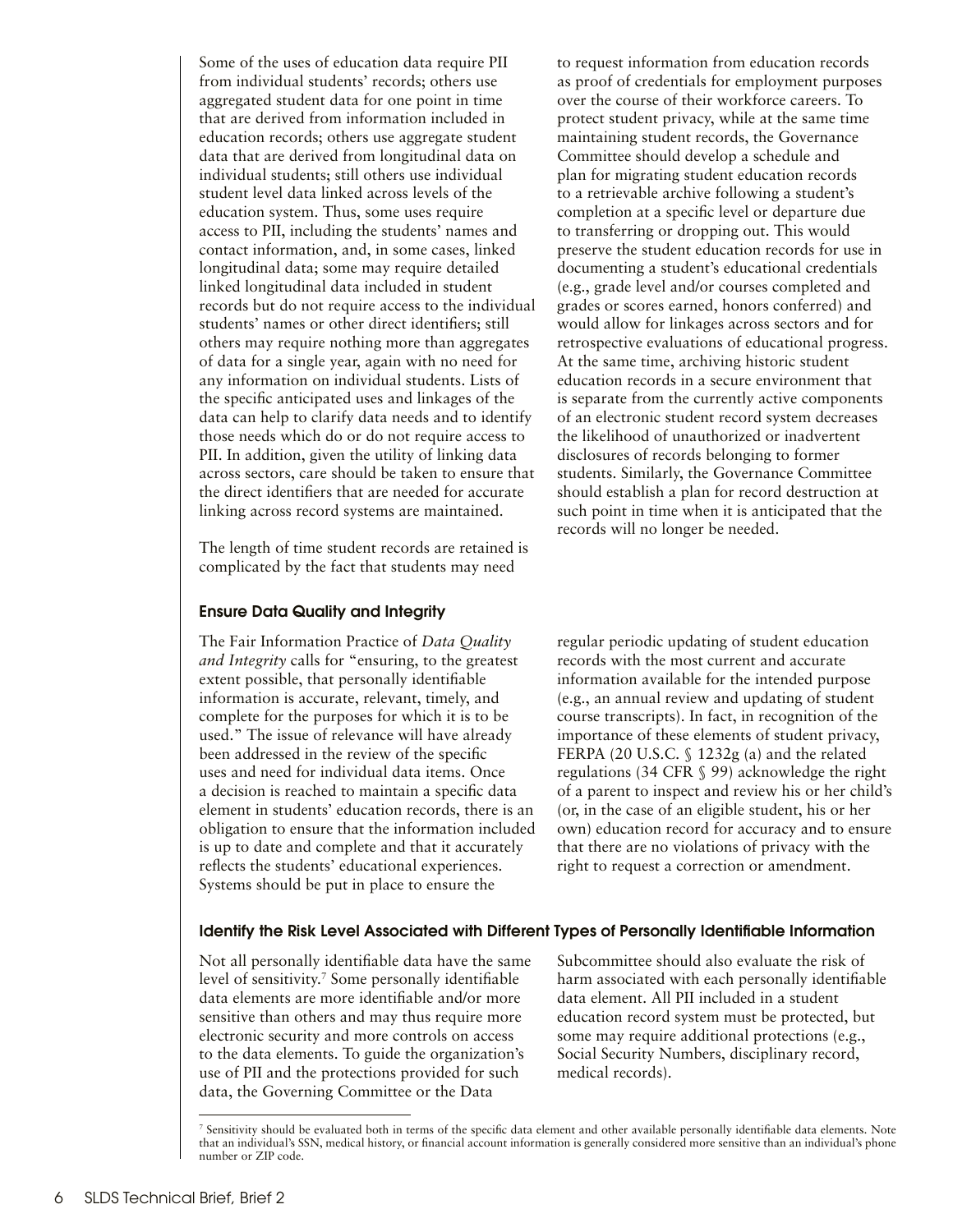Some of the uses of education data require PII from individual students' records; others use aggregated student data for one point in time that are derived from information included in education records; others use aggregate student data that are derived from longitudinal data on individual students; still others use individual student level data linked across levels of the education system. Thus, some uses require access to PII, including the students' names and contact information, and, in some cases, linked longitudinal data; some may require detailed linked longitudinal data included in student records but do not require access to the individual students' names or other direct identifiers; still others may require nothing more than aggregates of data for a single year, again with no need for any information on individual students. Lists of the specific anticipated uses and linkages of the data can help to clarify data needs and to identify those needs which do or do not require access to PII. In addition, given the utility of linking data across sectors, care should be taken to ensure that the direct identifiers that are needed for accurate linking across record systems are maintained.

The length of time student records are retained is complicated by the fact that students may need to request information from education records as proof of credentials for employment purposes over the course of their workforce careers. To protect student privacy, while at the same time maintaining student records, the Governance Committee should develop a schedule and plan for migrating student education records to a retrievable archive following a student's completion at a specific level or departure due to transferring or dropping out. This would preserve the student education records for use in documenting a student's educational credentials (e.g., grade level and/or courses completed and grades or scores earned, honors conferred) and would allow for linkages across sectors and for retrospective evaluations of educational progress. At the same time, archiving historic student education records in a secure environment that is separate from the currently active components of an electronic student record system decreases the likelihood of unauthorized or inadvertent disclosures of records belonging to former students. Similarly, the Governance Committee should establish a plan for record destruction at such point in time when it is anticipated that the records will no longer be needed.

### Ensure Data Quality and Integrity

The Fair Information Practice of *Data Quality and Integrity* calls for "ensuring, to the greatest extent possible, that personally identifiable information is accurate, relevant, timely, and complete for the purposes for which it is to be used." The issue of relevance will have already been addressed in the review of the specific uses and need for individual data items. Once a decision is reached to maintain a specific data element in students' education records, there is an obligation to ensure that the information included is up to date and complete and that it accurately reflects the students' educational experiences. Systems should be put in place to ensure the regular periodic updating of student education records with the most current and accurate information available for the intended purpose (e.g., an annual review and updating of student course transcripts). In fact, in recognition of the importance of these elements of student privacy, FERPA (20 U.S.C. § 1232g (a) and the related regulations (34 CFR § 99) acknowledge the right of a parent to inspect and review his or her child's (or, in the case of an eligible student, his or her own) education record for accuracy and to ensure that there are no violations of privacy with the right to request a correction or amendment.

### Identify the Risk Level Associated with Different Types of Personally Identifiable Information

Not all personally identifiable data have the same level of sensitivity.[7] Some personally identifiable data elements are more identifiable and/or more sensitive than others and may thus require more electronic security and more controls on access to the data elements. To guide the organization's use of PII and the protections provided for such data, the Governing Committee or the Data Subcommittee should also evaluate the risk of harm associated with each personally identifiable data element. All PII included in a student education record system must be protected, but some may require additional protections (e.g., Social Security Numbers, disciplinary record, medical records).

[7] Sensitivity should be evaluated both in terms of the specific data element and other available personally identifiable data elements. Note that an individual's SSN, medical history, or financial account information is generally considered more sensitive than an individual's phone number or ZIP code.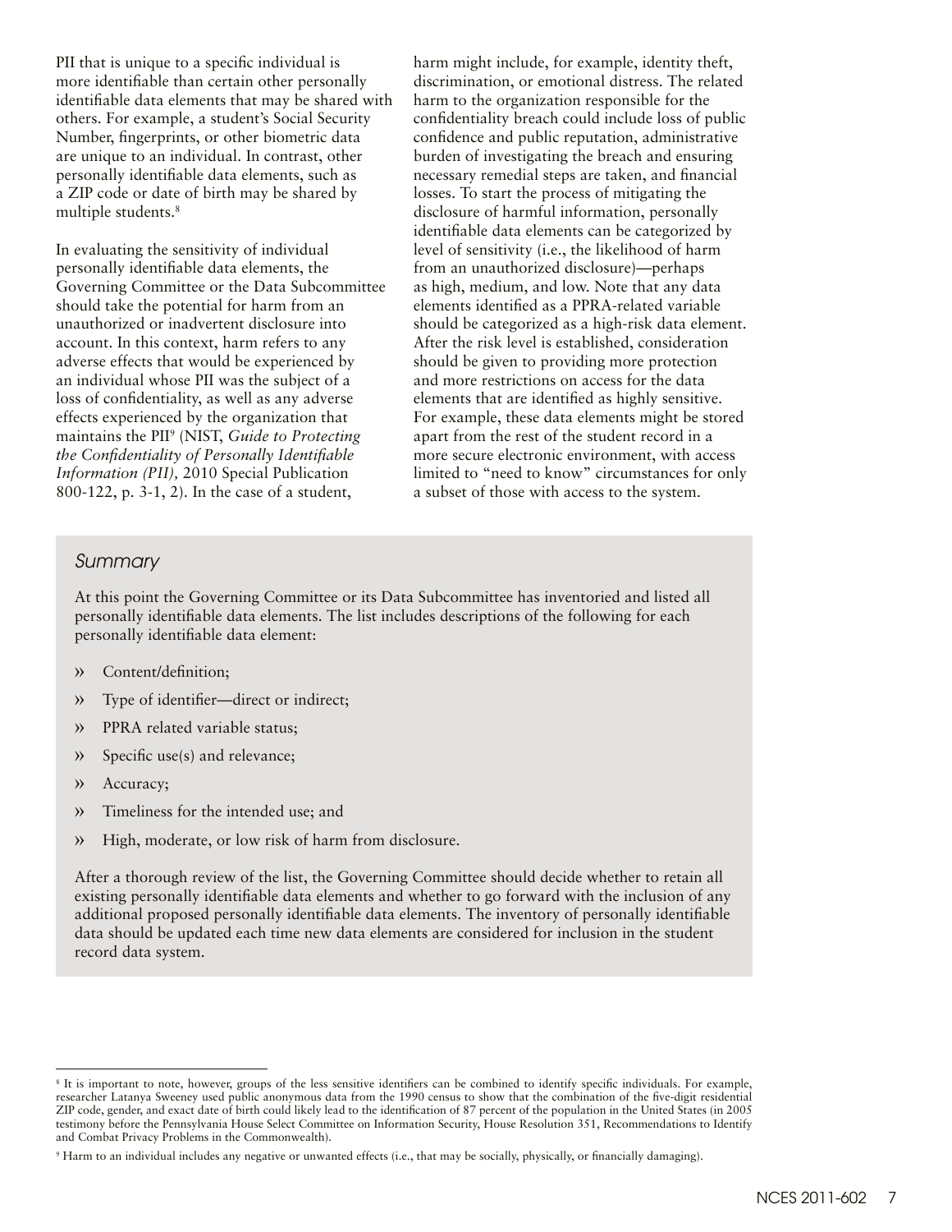PII that is unique to a specific individual is more identifiable than certain other personally identifiable data elements that may be shared with others. For example, a student's Social Security Number, fingerprints, or other biometric data are unique to an individual. In contrast, other personally identifiable data elements, such as a ZIP code or date of birth may be shared by multiple students.[8]

In evaluating the sensitivity of individual personally identifiable data elements, the Governing Committee or the Data Subcommittee should take the potential for harm from an unauthorized or inadvertent disclosure into account. In this context, harm refers to any adverse effects that would be experienced by an individual whose PII was the subject of a loss of confidentiality, as well as any adverse effects experienced by the organization that maintains the PII[9] (NIST, *Guide to Protecting the Confidentiality of Personally Identifiable Information (PII),* 2010 Special Publication 800-122, p. 3-1, 2). In the case of a student, harm might include, for example, identity theft, discrimination, or emotional distress. The related harm to the organization responsible for the confidentiality breach could include loss of public confidence and public reputation, administrative burden of investigating the breach and ensuring necessary remedial steps are taken, and financial losses. To start the process of mitigating the disclosure of harmful information, personally identifiable data elements can be categorized by level of sensitivity (i.e., the likelihood of harm from an unauthorized disclosure)—perhaps as high, medium, and low. Note that any data elements identified as a PPRA-related variable should be categorized as a high-risk data element. After the risk level is established, consideration should be given to providing more protection and more restrictions on access for the data elements that are identified as highly sensitive. For example, these data elements might be stored apart from the rest of the student record in a more secure electronic environment, with access limited to "need to know" circumstances for only a subset of those with access to the system.

### *Summary*

At this point the Governing Committee or its Data Subcommittee has inventoried and listed all personally identifiable data elements. The list includes descriptions of the following for each personally identifiable data element:

- Content/definition;
- Type of identifier—direct or indirect;
- PPRA related variable status;
- Specific use(s) and relevance;
- Accuracy;
- Timeliness for the intended use; and
- High, moderate, or low risk of harm from disclosure.

After a thorough review of the list, the Governing Committee should decide whether to retain all existing personally identifiable data elements and whether to go forward with the inclusion of any additional proposed personally identifiable data elements. The inventory of personally identifiable data should be updated each time new data elements are considered for inclusion in the student record data system.

---

[8] It is important to note, however, groups of the less sensitive identifiers can be combined to identify specific individuals. For example, researcher Latanya Sweeney used public anonymous data from the 1990 census to show that the combination of the five-digit residential ZIP code, gender, and exact date of birth could likely lead to the identification of 87 percent of the population in the United States (in 2005 testimony before the Pennsylvania House Select Committee on Information Security, House Resolution 351, Recommendations to Identify and Combat Privacy Problems in the Commonwealth).

[9] Harm to an individual includes any negative or unwanted effects (i.e., that may be socially, physically, or financially damaging).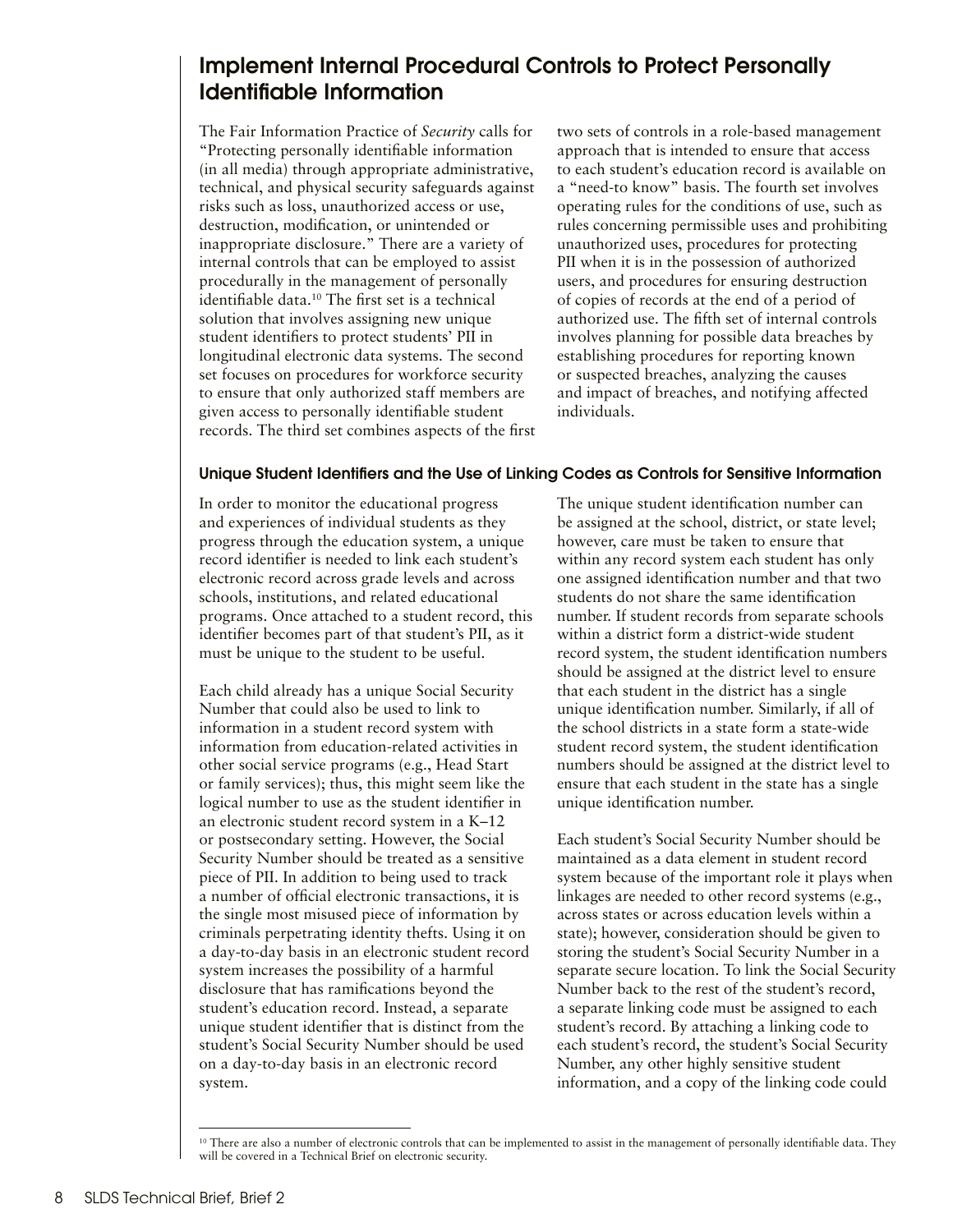## Implement Internal Procedural Controls to Protect Personally Identifiable Information

The Fair Information Practice of *Security* calls for "Protecting personally identifiable information (in all media) through appropriate administrative, technical, and physical security safeguards against risks such as loss, unauthorized access or use, destruction, modification, or unintended or inappropriate disclosure." There are a variety of internal controls that can be employed to assist procedurally in the management of personally identifiable data.[10] The first set is a technical solution that involves assigning new unique student identifiers to protect students' PII in longitudinal electronic data systems. The second set focuses on procedures for workforce security to ensure that only authorized staff members are given access to personally identifiable student records. The third set combines aspects of the first two sets of controls in a role-based management approach that is intended to ensure that access to each student's education record is available on a "need-to know" basis. The fourth set involves operating rules for the conditions of use, such as rules concerning permissible uses and prohibiting unauthorized uses, procedures for protecting PII when it is in the possession of authorized users, and procedures for ensuring destruction of copies of records at the end of a period of authorized use. The fifth set of internal controls involves planning for possible data breaches by establishing procedures for reporting known or suspected breaches, analyzing the causes and impact of breaches, and notifying affected individuals.

### Unique Student Identifiers and the Use of Linking Codes as Controls for Sensitive Information

In order to monitor the educational progress and experiences of individual students as they progress through the education system, a unique record identifier is needed to link each student's electronic record across grade levels and across schools, institutions, and related educational programs. Once attached to a student record, this identifier becomes part of that student's PII, as it must be unique to the student to be useful.

Each child already has a unique Social Security Number that could also be used to link to information in a student record system with information from education-related activities in other social service programs (e.g., Head Start or family services); thus, this might seem like the logical number to use as the student identifier in an electronic student record system in a K–12 or postsecondary setting. However, the Social Security Number should be treated as a sensitive piece of PII. In addition to being used to track a number of official electronic transactions, it is the single most misused piece of information by criminals perpetrating identity thefts. Using it on a day-to-day basis in an electronic student record system increases the possibility of a harmful disclosure that has ramifications beyond the student's education record. Instead, a separate unique student identifier that is distinct from the student's Social Security Number should be used on a day-to-day basis in an electronic record system.

The unique student identification number can be assigned at the school, district, or state level; however, care must be taken to ensure that within any record system each student has only one assigned identification number and that two students do not share the same identification number. If student records from separate schools within a district form a district-wide student record system, the student identification numbers should be assigned at the district level to ensure that each student in the district has a single unique identification number. Similarly, if all of the school districts in a state form a state-wide student record system, the student identification numbers should be assigned at the district level to ensure that each student in the state has a single unique identification number.

Each student's Social Security Number should be maintained as a data element in student record system because of the important role it plays when linkages are needed to other record systems (e.g., across states or across education levels within a state); however, consideration should be given to storing the student's Social Security Number in a separate secure location. To link the Social Security Number back to the rest of the student's record, a separate linking code must be assigned to each student's record. By attaching a linking code to each student's record, the student's Social Security Number, any other highly sensitive student information, and a copy of the linking code could

---

[10] There are also a number of electronic controls that can be implemented to assist in the management of personally identifiable data. They will be covered in a Technical Brief on electronic security.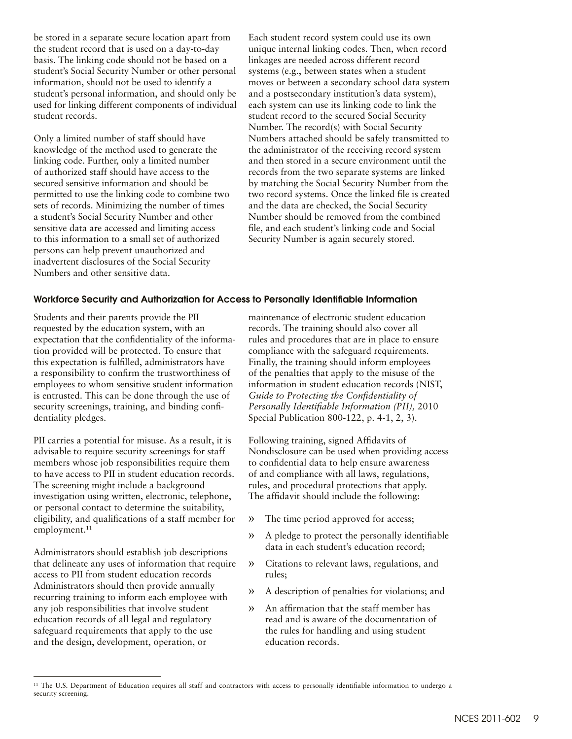be stored in a separate secure location apart from the student record that is used on a day-to-day basis. The linking code should not be based on a student's Social Security Number or other personal information, should not be used to identify a student's personal information, and should only be used for linking different components of individual student records.

Only a limited number of staff should have knowledge of the method used to generate the linking code. Further, only a limited number of authorized staff should have access to the secured sensitive information and should be permitted to use the linking code to combine two sets of records. Minimizing the number of times a student's Social Security Number and other sensitive data are accessed and limiting access to this information to a small set of authorized persons can help prevent unauthorized and inadvertent disclosures of the Social Security Numbers and other sensitive data.

Each student record system could use its own unique internal linking codes. Then, when record linkages are needed across different record systems (e.g., between states when a student moves or between a secondary school data system and a postsecondary institution's data system), each system can use its linking code to link the student record to the secured Social Security Number. The record(s) with Social Security Numbers attached should be safely transmitted to the administrator of the receiving record system and then stored in a secure environment until the records from the two separate systems are linked by matching the Social Security Number from the two record systems. Once the linked file is created and the data are checked, the Social Security Number should be removed from the combined file, and each student's linking code and Social Security Number is again securely stored.

### Workforce Security and Authorization for Access to Personally Identifiable Information

Students and their parents provide the PII requested by the education system, with an expectation that the confidentiality of the information provided will be protected. To ensure that this expectation is fulfilled, administrators have a responsibility to confirm the trustworthiness of employees to whom sensitive student information is entrusted. This can be done through the use of security screenings, training, and binding confidentiality pledges.

PII carries a potential for misuse. As a result, it is advisable to require security screenings for staff members whose job responsibilities require them to have access to PII in student education records. The screening might include a background investigation using written, electronic, telephone, or personal contact to determine the suitability, eligibility, and qualifications of a staff member for employment.[11]

Administrators should establish job descriptions that delineate any uses of information that require access to PII from student education records Administrators should then provide annually recurring training to inform each employee with any job responsibilities that involve student education records of all legal and regulatory safeguard requirements that apply to the use and the design, development, operation, or maintenance of electronic student education records. The training should also cover all rules and procedures that are in place to ensure compliance with the safeguard requirements. Finally, the training should inform employees of the penalties that apply to the misuse of the information in student education records (NIST, *Guide to Protecting the Confidentiality of Personally Identifiable Information (PII),* 2010 Special Publication 800-122, p. 4-1, 2, 3).

Following training, signed Affidavits of Nondisclosure can be used when providing access to confidential data to help ensure awareness of and compliance with all laws, regulations, rules, and procedural protections that apply. The affidavit should include the following:

- The time period approved for access;
- A pledge to protect the personally identifiable data in each student's education record;
- Citations to relevant laws, regulations, and rules;
- A description of penalties for violations; and
- An affirmation that the staff member has read and is aware of the documentation of the rules for handling and using student education records.

[11] The U.S. Department of Education requires all staff and contractors with access to personally identifiable information to undergo a security screening.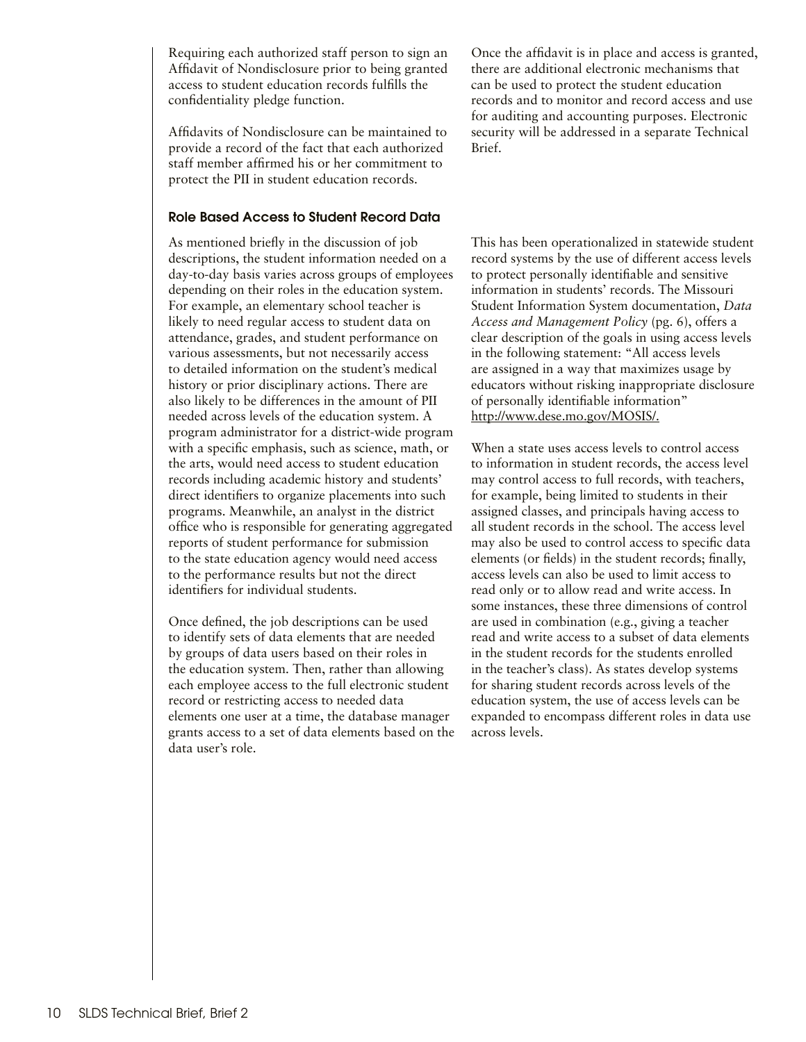Requiring each authorized staff person to sign an Affidavit of Nondisclosure prior to being granted access to student education records fulfills the confidentiality pledge function.

Affidavits of Nondisclosure can be maintained to provide a record of the fact that each authorized staff member affirmed his or her commitment to protect the PII in student education records.

Once the affidavit is in place and access is granted, there are additional electronic mechanisms that can be used to protect the student education records and to monitor and record access and use for auditing and accounting purposes. Electronic security will be addressed in a separate Technical Brief.

### Role Based Access to Student Record Data

As mentioned briefly in the discussion of job descriptions, the student information needed on a day-to-day basis varies across groups of employees depending on their roles in the education system. For example, an elementary school teacher is likely to need regular access to student data on attendance, grades, and student performance on various assessments, but not necessarily access to detailed information on the student's medical history or prior disciplinary actions. There are also likely to be differences in the amount of PII needed across levels of the education system. A program administrator for a district-wide program with a specific emphasis, such as science, math, or the arts, would need access to student education records including academic history and students' direct identifiers to organize placements into such programs. Meanwhile, an analyst in the district office who is responsible for generating aggregated reports of student performance for submission to the state education agency would need access to the performance results but not the direct identifiers for individual students.

Once defined, the job descriptions can be used to identify sets of data elements that are needed by groups of data users based on their roles in the education system. Then, rather than allowing each employee access to the full electronic student record or restricting access to needed data elements one user at a time, the database manager grants access to a set of data elements based on the data user's role.

This has been operationalized in statewide student record systems by the use of different access levels to protect personally identifiable and sensitive information in students' records. The Missouri Student Information System documentation, *Data Access and Management Policy* (pg. 6), offers a clear description of the goals in using access levels in the following statement: "All access levels are assigned in a way that maximizes usage by educators without risking inappropriate disclosure of personally identifiable information" http://www.dese.mo.gov/MOSIS/.

When a state uses access levels to control access to information in student records, the access level may control access to full records, with teachers, for example, being limited to students in their assigned classes, and principals having access to all student records in the school. The access level may also be used to control access to specific data elements (or fields) in the student records; finally, access levels can also be used to limit access to read only or to allow read and write access. In some instances, these three dimensions of control are used in combination (e.g., giving a teacher read and write access to a subset of data elements in the student records for the students enrolled in the teacher's class). As states develop systems for sharing student records across levels of the education system, the use of access levels can be expanded to encompass different roles in data use across levels.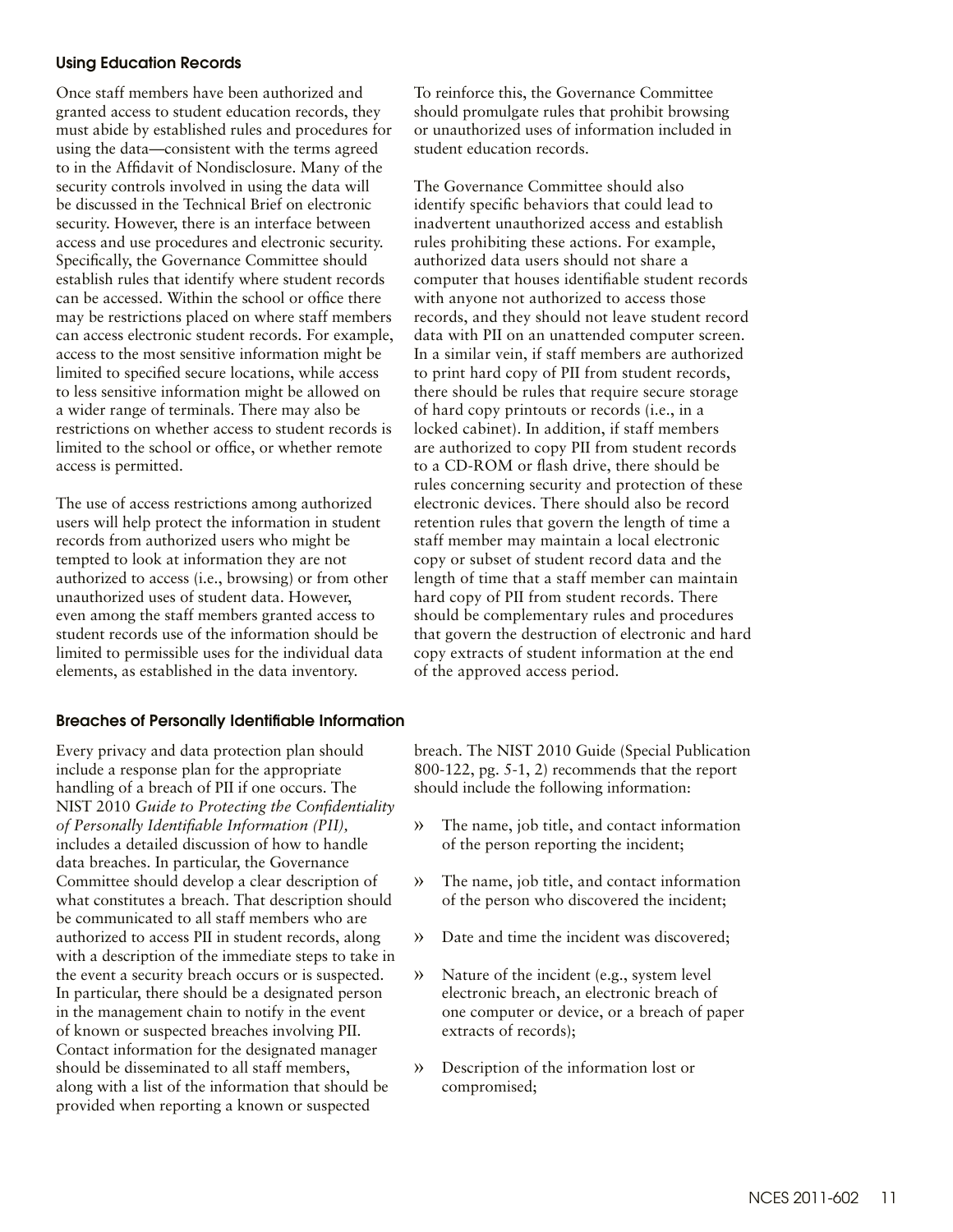### Using Education Records

Once staff members have been authorized and granted access to student education records, they must abide by established rules and procedures for using the data—consistent with the terms agreed to in the Affidavit of Nondisclosure. Many of the security controls involved in using the data will be discussed in the Technical Brief on electronic security. However, there is an interface between access and use procedures and electronic security. Specifically, the Governance Committee should establish rules that identify where student records can be accessed. Within the school or office there may be restrictions placed on where staff members can access electronic student records. For example, access to the most sensitive information might be limited to specified secure locations, while access to less sensitive information might be allowed on a wider range of terminals. There may also be restrictions on whether access to student records is limited to the school or office, or whether remote access is permitted.

The use of access restrictions among authorized users will help protect the information in student records from authorized users who might be tempted to look at information they are not authorized to access (i.e., browsing) or from other unauthorized uses of student data. However, even among the staff members granted access to student records use of the information should be limited to permissible uses for the individual data elements, as established in the data inventory. To reinforce this, the Governance Committee should promulgate rules that prohibit browsing or unauthorized uses of information included in student education records.

The Governance Committee should also identify specific behaviors that could lead to inadvertent unauthorized access and establish rules prohibiting these actions. For example, authorized data users should not share a computer that houses identifiable student records with anyone not authorized to access those records, and they should not leave student record data with PII on an unattended computer screen. In a similar vein, if staff members are authorized to print hard copy of PII from student records, there should be rules that require secure storage of hard copy printouts or records (i.e., in a locked cabinet). In addition, if staff members are authorized to copy PII from student records to a CD-ROM or flash drive, there should be rules concerning security and protection of these electronic devices. There should also be record retention rules that govern the length of time a staff member may maintain a local electronic copy or subset of student record data and the length of time that a staff member can maintain hard copy of PII from student records. There should be complementary rules and procedures that govern the destruction of electronic and hard copy extracts of student information at the end of the approved access period.

### Breaches of Personally Identifiable Information

Every privacy and data protection plan should include a response plan for the appropriate handling of a breach of PII if one occurs. The NIST 2010 *Guide to Protecting the Confidentiality of Personally Identifiable Information (PII),* includes a detailed discussion of how to handle data breaches. In particular, the Governance Committee should develop a clear description of what constitutes a breach. That description should be communicated to all staff members who are authorized to access PII in student records, along with a description of the immediate steps to take in the event a security breach occurs or is suspected. In particular, there should be a designated person in the management chain to notify in the event of known or suspected breaches involving PII. Contact information for the designated manager should be disseminated to all staff members, along with a list of the information that should be provided when reporting a known or suspected breach. The NIST 2010 Guide (Special Publication 800-122, pg. 5-1, 2) recommends that the report should include the following information:

- The name, job title, and contact information of the person reporting the incident;
- The name, job title, and contact information of the person who discovered the incident;
- Date and time the incident was discovered;
- Nature of the incident (e.g., system level electronic breach, an electronic breach of one computer or device, or a breach of paper extracts of records);
- Description of the information lost or compromised;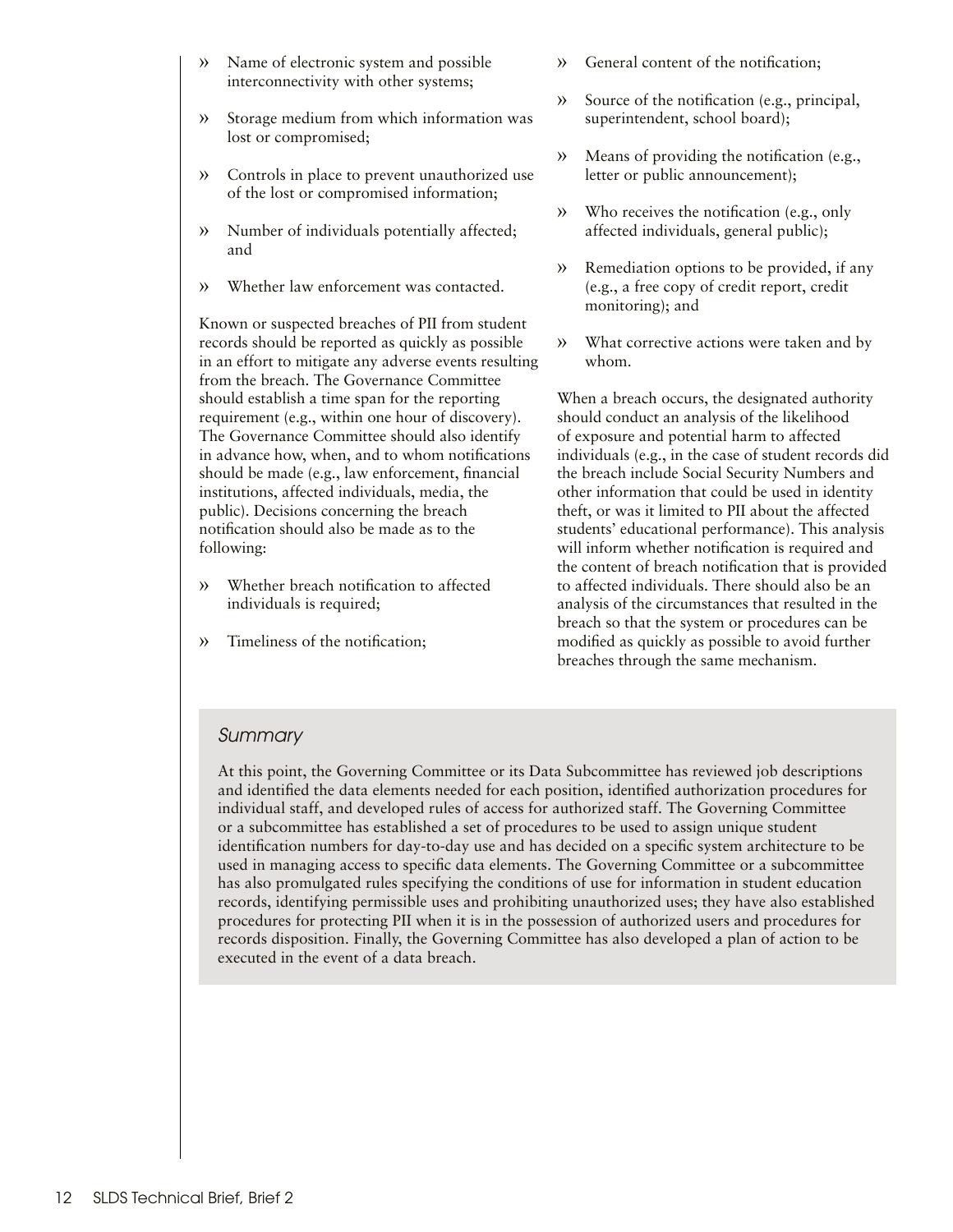- Name of electronic system and possible interconnectivity with other systems;
- Storage medium from which information was lost or compromised;
- Controls in place to prevent unauthorized use of the lost or compromised information;
- Number of individuals potentially affected; and
- Whether law enforcement was contacted.

Known or suspected breaches of PII from student records should be reported as quickly as possible in an effort to mitigate any adverse events resulting from the breach. The Governance Committee should establish a time span for the reporting requirement (e.g., within one hour of discovery). The Governance Committee should also identify in advance how, when, and to whom notifications should be made (e.g., law enforcement, financial institutions, affected individuals, media, the public). Decisions concerning the breach notification should also be made as to the following:

- Whether breach notification to affected individuals is required;
- Timeliness of the notification;
- General content of the notification;
- Source of the notification (e.g., principal, superintendent, school board);
- Means of providing the notification (e.g., letter or public announcement);
- Who receives the notification (e.g., only affected individuals, general public);
- Remediation options to be provided, if any (e.g., a free copy of credit report, credit monitoring); and
- What corrective actions were taken and by whom.

When a breach occurs, the designated authority should conduct an analysis of the likelihood of exposure and potential harm to affected individuals (e.g., in the case of student records did the breach include Social Security Numbers and other information that could be used in identity theft, or was it limited to PII about the affected students' educational performance). This analysis will inform whether notification is required and the content of breach notification that is provided to affected individuals. There should also be an analysis of the circumstances that resulted in the breach so that the system or procedures can be modified as quickly as possible to avoid further breaches through the same mechanism.

*Summary*

At this point, the Governing Committee or its Data Subcommittee has reviewed job descriptions and identified the data elements needed for each position, identified authorization procedures for individual staff, and developed rules of access for authorized staff. The Governing Committee or a subcommittee has established a set of procedures to be used to assign unique student identification numbers for day-to-day use and has decided on a specific system architecture to be used in managing access to specific data elements. The Governing Committee or a subcommittee has also promulgated rules specifying the conditions of use for information in student education records, identifying permissible uses and prohibiting unauthorized uses; they have also established procedures for protecting PII when it is in the possession of authorized users and procedures for records disposition. Finally, the Governing Committee has also developed a plan of action to be executed in the event of a data breach.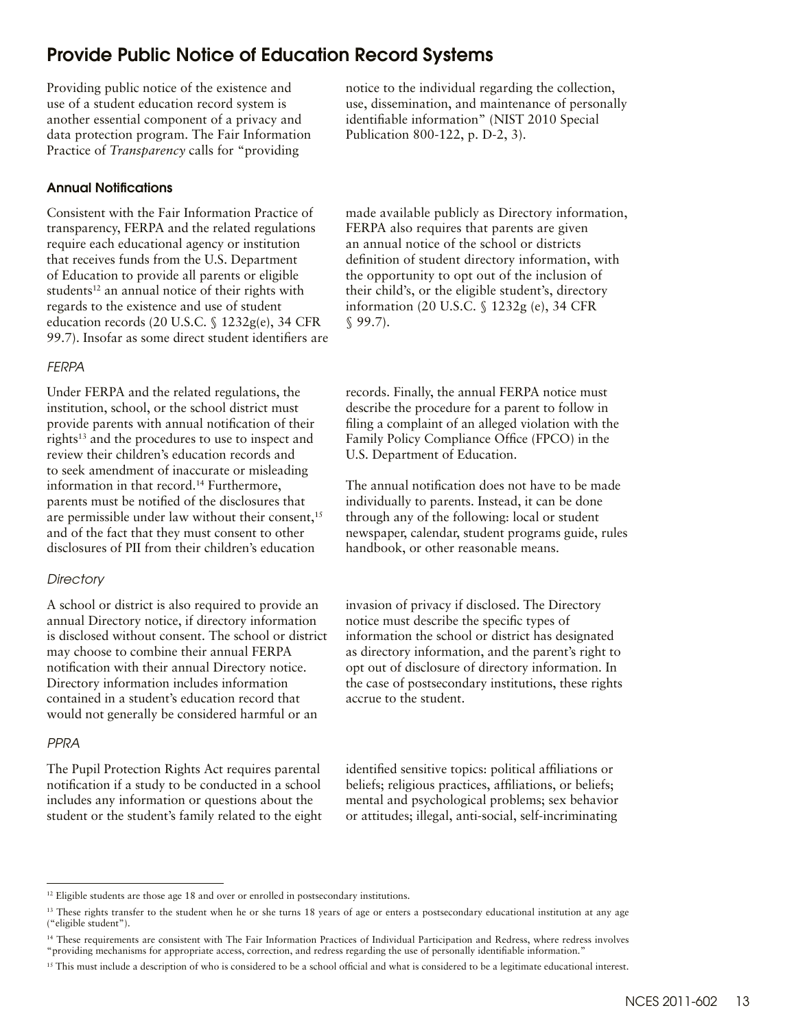## Provide Public Notice of Education Record Systems

Providing public notice of the existence and use of a student education record system is another essential component of a privacy and data protection program. The Fair Information Practice of *Transparency* calls for "providing notice to the individual regarding the collection, use, dissemination, and maintenance of personally identifiable information" (NIST 2010 Special Publication 800-122, p. D-2, 3).

### Annual Notifications

Consistent with the Fair Information Practice of transparency, FERPA and the related regulations require each educational agency or institution that receives funds from the U.S. Department of Education to provide all parents or eligible students[12] an annual notice of their rights with regards to the existence and use of student education records (20 U.S.C. § 1232g(e), 34 CFR 99.7). Insofar as some direct student identifiers are made available publicly as Directory information, FERPA also requires that parents are given an annual notice of the school or districts definition of student directory information, with the opportunity to opt out of the inclusion of their child's, or the eligible student's, directory information (20 U.S.C. § 1232g (e), 34 CFR § 99.7).

#### *FERPA*

Under FERPA and the related regulations, the institution, school, or the school district must provide parents with annual notification of their rights[13] and the procedures to use to inspect and review their children's education records and to seek amendment of inaccurate or misleading information in that record.[14] Furthermore, parents must be notified of the disclosures that are permissible under law without their consent,[15] and of the fact that they must consent to other disclosures of PII from their children's education records. Finally, the annual FERPA notice must describe the procedure for a parent to follow in filing a complaint of an alleged violation with the Family Policy Compliance Office (FPCO) in the U.S. Department of Education.

The annual notification does not have to be made individually to parents. Instead, it can be done through any of the following: local or student newspaper, calendar, student programs guide, rules handbook, or other reasonable means.

#### *Directory*

A school or district is also required to provide an annual Directory notice, if directory information is disclosed without consent. The school or district may choose to combine their annual FERPA notification with their annual Directory notice. Directory information includes information contained in a student's education record that would not generally be considered harmful or an invasion of privacy if disclosed. The Directory notice must describe the specific types of information the school or district has designated as directory information, and the parent's right to opt out of disclosure of directory information. In the case of postsecondary institutions, these rights accrue to the student.

#### *PPRA*

The Pupil Protection Rights Act requires parental notification if a study to be conducted in a school includes any information or questions about the student or the student's family related to the eight identified sensitive topics: political affiliations or beliefs; religious practices, affiliations, or beliefs; mental and psychological problems; sex behavior or attitudes; illegal, anti-social, self-incriminating

---

[12] Eligible students are those age 18 and over or enrolled in postsecondary institutions.

[13] These rights transfer to the student when he or she turns 18 years of age or enters a postsecondary educational institution at any age ("eligible student").

[14] These requirements are consistent with The Fair Information Practices of Individual Participation and Redress, where redress involves "providing mechanisms for appropriate access, correction, and redress regarding the use of personally identifiable information."

[15] This must include a description of who is considered to be a school official and what is considered to be a legitimate educational interest.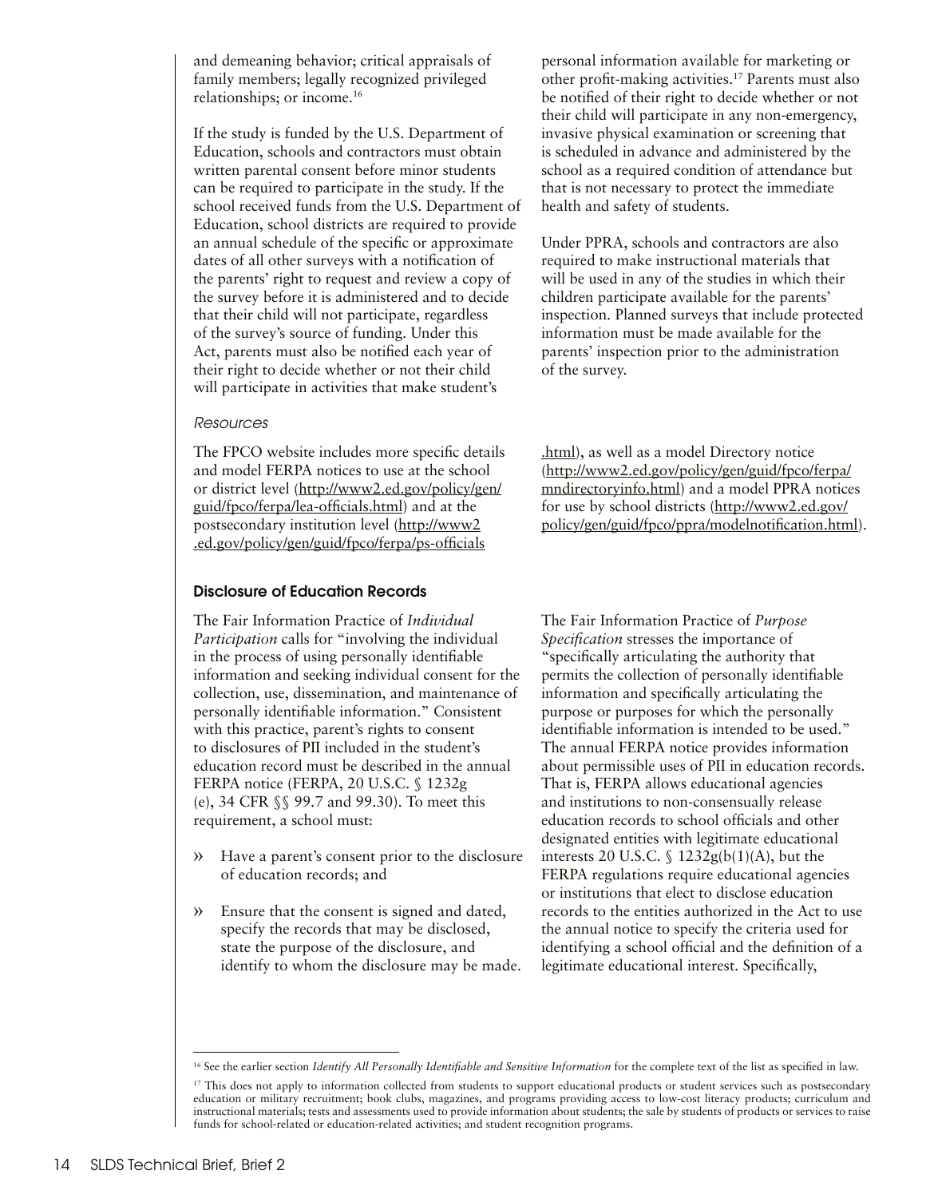and demeaning behavior; critical appraisals of family members; legally recognized privileged relationships; or income.[16]

If the study is funded by the U.S. Department of Education, schools and contractors must obtain written parental consent before minor students can be required to participate in the study. If the school received funds from the U.S. Department of Education, school districts are required to provide an annual schedule of the specific or approximate dates of all other surveys with a notification of the parents' right to request and review a copy of the survey before it is administered and to decide that their child will not participate, regardless of the survey's source of funding. Under this Act, parents must also be notified each year of their right to decide whether or not their child will participate in activities that make student's personal information available for marketing or other profit-making activities.[17] Parents must also be notified of their right to decide whether or not their child will participate in any non-emergency, invasive physical examination or screening that is scheduled in advance and administered by the school as a required condition of attendance but that is not necessary to protect the immediate health and safety of students.

Under PPRA, schools and contractors are also required to make instructional materials that will be used in any of the studies in which their children participate available for the parents' inspection. Planned surveys that include protected information must be made available for the parents' inspection prior to the administration of the survey.

*Resources*

The FPCO website includes more specific details and model FERPA notices to use at the school or district level (http://www2.ed.gov/policy/gen/guid/fpco/ferpa/lea-officials.html) and at the postsecondary institution level (http://www2.ed.gov/policy/gen/guid/fpco/ferpa/ps-officials.html), as well as a model Directory notice (http://www2.ed.gov/policy/gen/guid/fpco/ferpa/mndirectoryinfo.html) and a model PPRA notices for use by school districts (http://www2.ed.gov/policy/gen/guid/fpco/ppra/modelnotification.html).

### Disclosure of Education Records

The Fair Information Practice of *Individual Participation* calls for "involving the individual in the process of using personally identifiable information and seeking individual consent for the collection, use, dissemination, and maintenance of personally identifiable information." Consistent with this practice, parent's rights to consent to disclosures of PII included in the student's education record must be described in the annual FERPA notice (FERPA, 20 U.S.C. § 1232g (e), 34 CFR §§ 99.7 and 99.30). To meet this requirement, a school must:

- Have a parent's consent prior to the disclosure of education records; and
- Ensure that the consent is signed and dated, specify the records that may be disclosed, state the purpose of the disclosure, and identify to whom the disclosure may be made.

The Fair Information Practice of *Purpose Specification* stresses the importance of "specifically articulating the authority that permits the collection of personally identifiable information and specifically articulating the purpose or purposes for which the personally identifiable information is intended to be used." The annual FERPA notice provides information about permissible uses of PII in education records. That is, FERPA allows educational agencies and institutions to non-consensually release education records to school officials and other designated entities with legitimate educational interests 20 U.S.C. § 1232g(b(1)(A), but the FERPA regulations require educational agencies or institutions that elect to disclose education records to the entities authorized in the Act to use the annual notice to specify the criteria used for identifying a school official and the definition of a legitimate educational interest. Specifically,

---

[16] See the earlier section *Identify All Personally Identifiable and Sensitive Information* for the complete text of the list as specified in law.

[17] This does not apply to information collected from students to support educational products or student services such as postsecondary education or military recruitment; book clubs, magazines, and programs providing access to low-cost literacy products; curriculum and instructional materials; tests and assessments used to provide information about students; the sale by students of products or services to raise funds for school-related or education-related activities; and student recognition programs.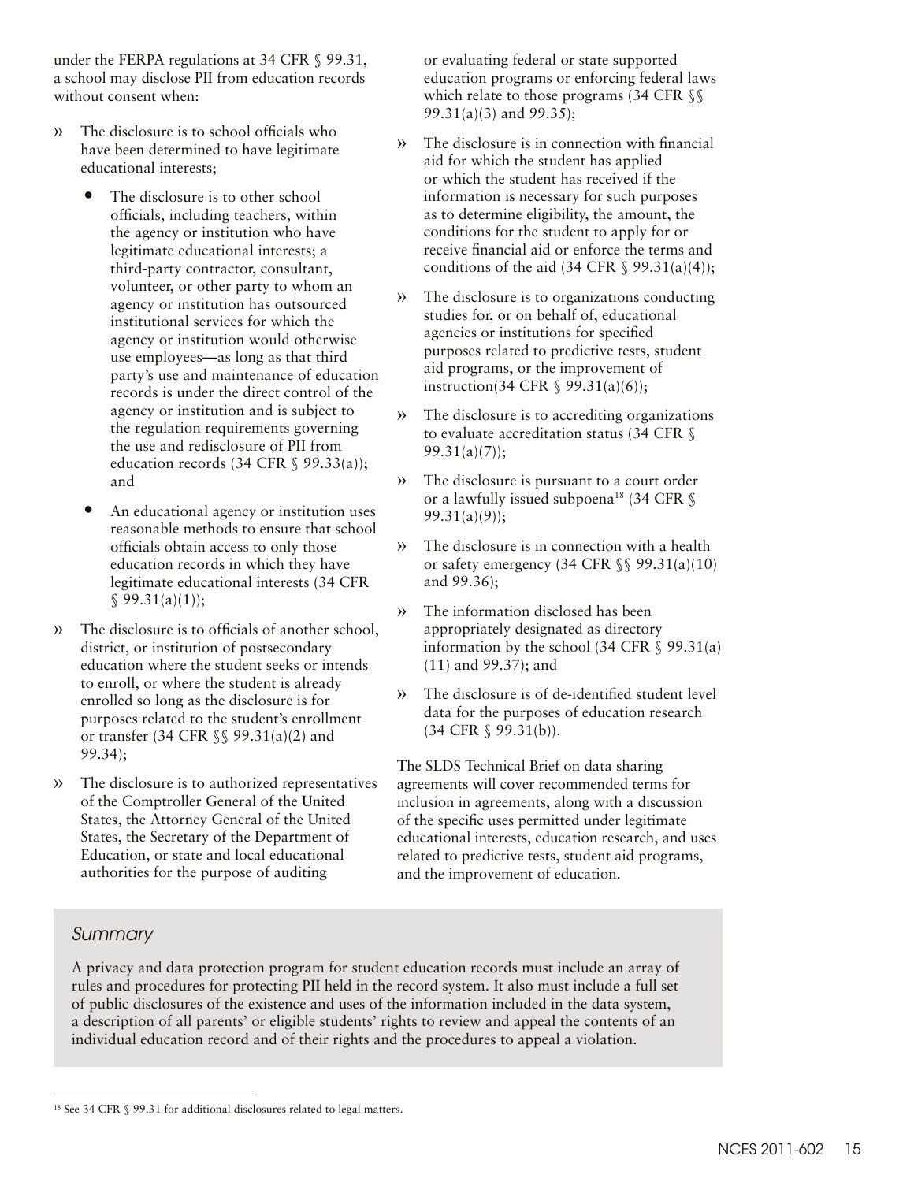under the FERPA regulations at 34 CFR § 99.31, a school may disclose PII from education records without consent when:

- The disclosure is to school officials who have been determined to have legitimate educational interests;
  - The disclosure is to other school officials, including teachers, within the agency or institution who have legitimate educational interests; a third-party contractor, consultant, volunteer, or other party to whom an agency or institution has outsourced institutional services for which the agency or institution would otherwise use employees—as long as that third party's use and maintenance of education records is under the direct control of the agency or institution and is subject to the regulation requirements governing the use and redisclosure of PII from education records (34 CFR § 99.33(a)); and
  - An educational agency or institution uses reasonable methods to ensure that school officials obtain access to only those education records in which they have legitimate educational interests (34 CFR § 99.31(a)(1));
- The disclosure is to officials of another school, district, or institution of postsecondary education where the student seeks or intends to enroll, or where the student is already enrolled so long as the disclosure is for purposes related to the student's enrollment or transfer (34 CFR §§ 99.31(a)(2) and 99.34);
- The disclosure is to authorized representatives of the Comptroller General of the United States, the Attorney General of the United States, the Secretary of the Department of Education, or state and local educational authorities for the purpose of auditing or evaluating federal or state supported education programs or enforcing federal laws which relate to those programs (34 CFR §§ 99.31(a)(3) and 99.35);
- The disclosure is in connection with financial aid for which the student has applied or which the student has received if the information is necessary for such purposes as to determine eligibility, the amount, the conditions for the student to apply for or receive financial aid or enforce the terms and conditions of the aid (34 CFR § 99.31(a)(4));
- The disclosure is to organizations conducting studies for, or on behalf of, educational agencies or institutions for specified purposes related to predictive tests, student aid programs, or the improvement of instruction(34 CFR § 99.31(a)(6));
- The disclosure is to accrediting organizations to evaluate accreditation status (34 CFR § 99.31(a)(7));
- The disclosure is pursuant to a court order or a lawfully issued subpoena[18] (34 CFR § 99.31(a)(9));
- The disclosure is in connection with a health or safety emergency (34 CFR §§ 99.31(a)(10) and 99.36);
- The information disclosed has been appropriately designated as directory information by the school (34 CFR § 99.31(a)(11) and 99.37); and
- The disclosure is of de-identified student level data for the purposes of education research (34 CFR § 99.31(b)).

The SLDS Technical Brief on data sharing agreements will cover recommended terms for inclusion in agreements, along with a discussion of the specific uses permitted under legitimate educational interests, education research, and uses related to predictive tests, student aid programs, and the improvement of education.

### *Summary*

A privacy and data protection program for student education records must include an array of rules and procedures for protecting PII held in the record system. It also must include a full set of public disclosures of the existence and uses of the information included in the data system, a description of all parents' or eligible students' rights to review and appeal the contents of an individual education record and of their rights and the procedures to appeal a violation.

---

[18] See 34 CFR § 99.31 for additional disclosures related to legal matters.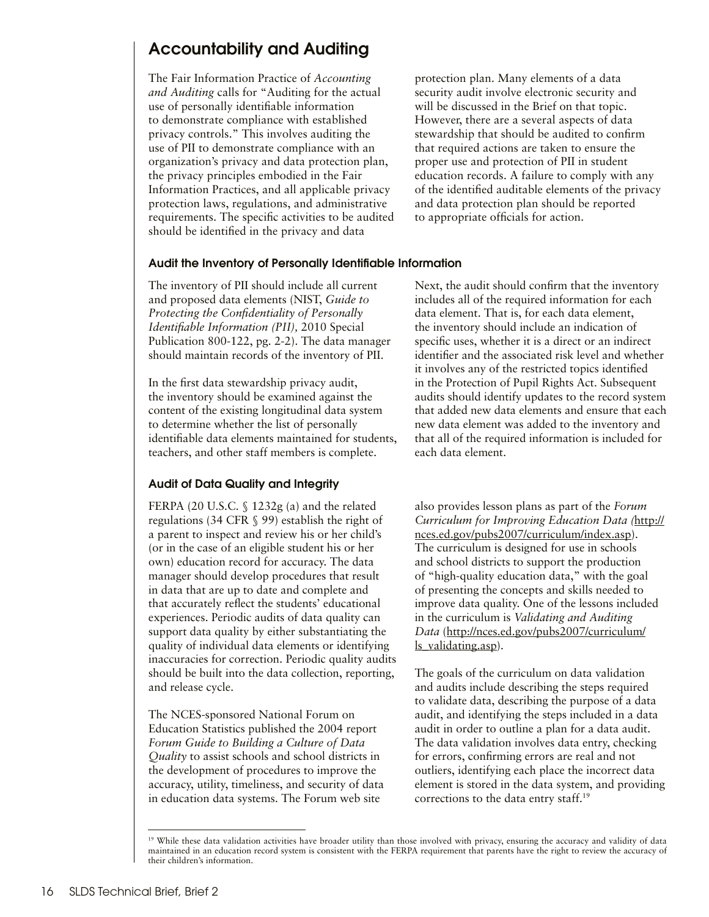## Accountability and Auditing

The Fair Information Practice of *Accounting and Auditing* calls for "Auditing for the actual use of personally identifiable information to demonstrate compliance with established privacy controls." This involves auditing the use of PII to demonstrate compliance with an organization's privacy and data protection plan, the privacy principles embodied in the Fair Information Practices, and all applicable privacy protection laws, regulations, and administrative requirements. The specific activities to be audited should be identified in the privacy and data protection plan. Many elements of a data security audit involve electronic security and will be discussed in the Brief on that topic. However, there are a several aspects of data stewardship that should be audited to confirm that required actions are taken to ensure the proper use and protection of PII in student education records. A failure to comply with any of the identified auditable elements of the privacy and data protection plan should be reported to appropriate officials for action.

### Audit the Inventory of Personally Identifiable Information

The inventory of PII should include all current and proposed data elements (NIST, *Guide to Protecting the Confidentiality of Personally Identifiable Information (PII)*, 2010 Special Publication 800-122, pg. 2-2). The data manager should maintain records of the inventory of PII.

In the first data stewardship privacy audit, the inventory should be examined against the content of the existing longitudinal data system to determine whether the list of personally identifiable data elements maintained for students, teachers, and other staff members is complete.

Next, the audit should confirm that the inventory includes all of the required information for each data element. That is, for each data element, the inventory should include an indication of specific uses, whether it is a direct or an indirect identifier and the associated risk level and whether it involves any of the restricted topics identified in the Protection of Pupil Rights Act. Subsequent audits should identify updates to the record system that added new data elements and ensure that each new data element was added to the inventory and that all of the required information is included for each data element.

### Audit of Data Quality and Integrity

FERPA (20 U.S.C. § 1232g (a) and the related regulations (34 CFR § 99) establish the right of a parent to inspect and review his or her child's (or in the case of an eligible student his or her own) education record for accuracy. The data manager should develop procedures that result in data that are up to date and complete and that accurately reflect the students' educational experiences. Periodic audits of data quality can support data quality by either substantiating the quality of individual data elements or identifying inaccuracies for correction. Periodic quality audits should be built into the data collection, reporting, and release cycle.

The NCES-sponsored National Forum on Education Statistics published the 2004 report *Forum Guide to Building a Culture of Data Quality* to assist schools and school districts in the development of procedures to improve the accuracy, utility, timeliness, and security of data in education data systems. The Forum web site also provides lesson plans as part of the *Forum Curriculum for Improving Education Data (*http://nces.ed.gov/pubs2007/curriculum/index.asp). The curriculum is designed for use in schools and school districts to support the production of "high-quality education data," with the goal of presenting the concepts and skills needed to improve data quality. One of the lessons included in the curriculum is *Validating and Auditing Data* (http://nces.ed.gov/pubs2007/curriculum/ls_validating.asp).

The goals of the curriculum on data validation and audits include describing the steps required to validate data, describing the purpose of a data audit, and identifying the steps included in a data audit in order to outline a plan for a data audit. The data validation involves data entry, checking for errors, confirming errors are real and not outliers, identifying each place the incorrect data element is stored in the data system, and providing corrections to the data entry staff.[19]

[19] While these data validation activities have broader utility than those involved with privacy, ensuring the accuracy and validity of data maintained in an education record system is consistent with the FERPA requirement that parents have the right to review the accuracy of their children's information.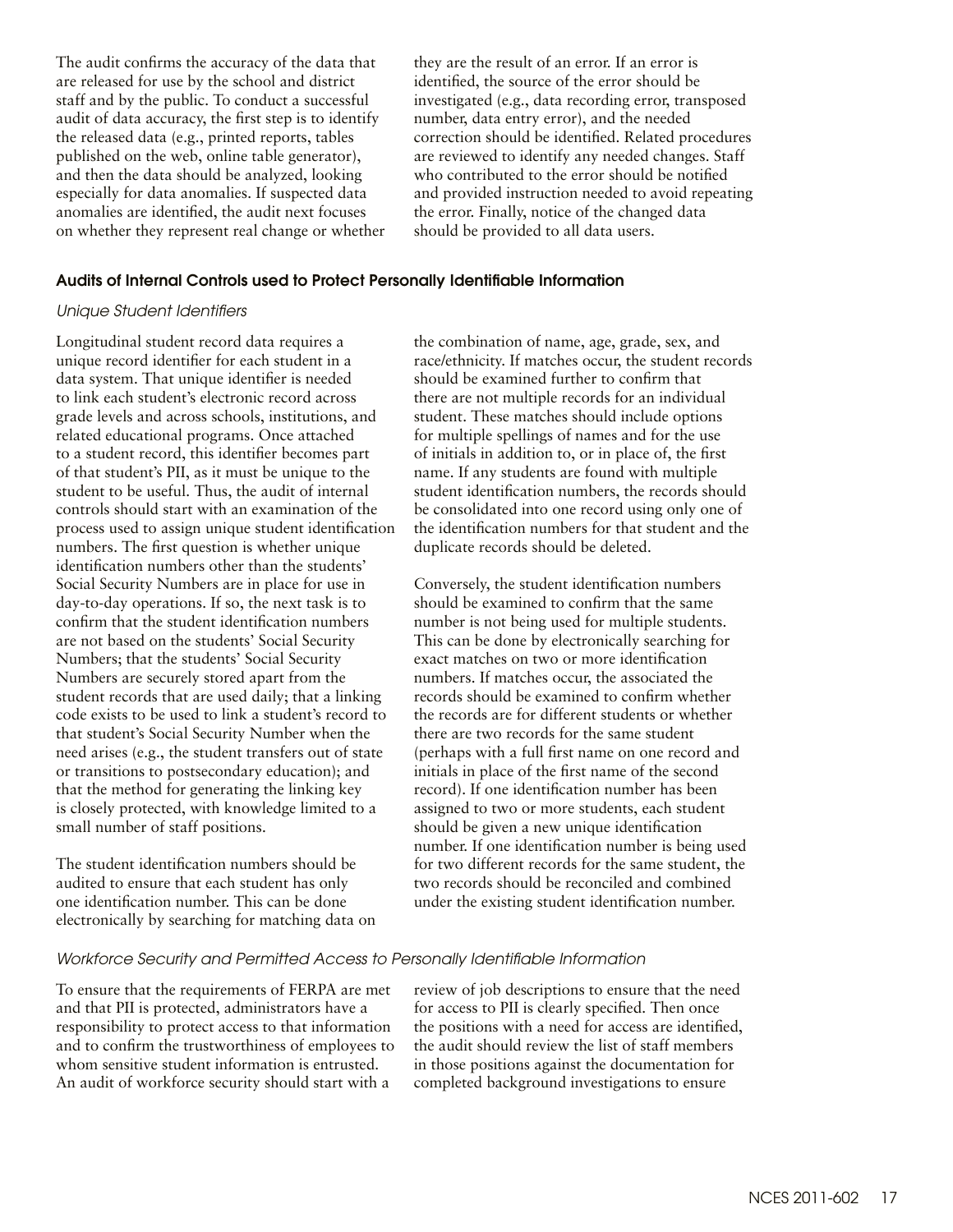The audit confirms the accuracy of the data that are released for use by the school and district staff and by the public. To conduct a successful audit of data accuracy, the first step is to identify the released data (e.g., printed reports, tables published on the web, online table generator), and then the data should be analyzed, looking especially for data anomalies. If suspected data anomalies are identified, the audit next focuses on whether they represent real change or whether they are the result of an error. If an error is identified, the source of the error should be investigated (e.g., data recording error, transposed number, data entry error), and the needed correction should be identified. Related procedures are reviewed to identify any needed changes. Staff who contributed to the error should be notified and provided instruction needed to avoid repeating the error. Finally, notice of the changed data should be provided to all data users.

### Audits of Internal Controls used to Protect Personally Identifiable Information

*Unique Student Identifiers*

Longitudinal student record data requires a unique record identifier for each student in a data system. That unique identifier is needed to link each student's electronic record across grade levels and across schools, institutions, and related educational programs. Once attached to a student record, this identifier becomes part of that student's PII, as it must be unique to the student to be useful. Thus, the audit of internal controls should start with an examination of the process used to assign unique student identification numbers. The first question is whether unique identification numbers other than the students' Social Security Numbers are in place for use in day-to-day operations. If so, the next task is to confirm that the student identification numbers are not based on the students' Social Security Numbers; that the students' Social Security Numbers are securely stored apart from the student records that are used daily; that a linking code exists to be used to link a student's record to that student's Social Security Number when the need arises (e.g., the student transfers out of state or transitions to postsecondary education); and that the method for generating the linking key is closely protected, with knowledge limited to a small number of staff positions.

The student identification numbers should be audited to ensure that each student has only one identification number. This can be done electronically by searching for matching data on the combination of name, age, grade, sex, and race/ethnicity. If matches occur, the student records should be examined further to confirm that there are not multiple records for an individual student. These matches should include options for multiple spellings of names and for the use of initials in addition to, or in place of, the first name. If any students are found with multiple student identification numbers, the records should be consolidated into one record using only one of the identification numbers for that student and the duplicate records should be deleted.

Conversely, the student identification numbers should be examined to confirm that the same number is not being used for multiple students. This can be done by electronically searching for exact matches on two or more identification numbers. If matches occur, the associated the records should be examined to confirm whether the records are for different students or whether there are two records for the same student (perhaps with a full first name on one record and initials in place of the first name of the second record). If one identification number has been assigned to two or more students, each student should be given a new unique identification number. If one identification number is being used for two different records for the same student, the two records should be reconciled and combined under the existing student identification number.

*Workforce Security and Permitted Access to Personally Identifiable Information*

To ensure that the requirements of FERPA are met and that PII is protected, administrators have a responsibility to protect access to that information and to confirm the trustworthiness of employees to whom sensitive student information is entrusted. An audit of workforce security should start with a review of job descriptions to ensure that the need for access to PII is clearly specified. Then once the positions with a need for access are identified, the audit should review the list of staff members in those positions against the documentation for completed background investigations to ensure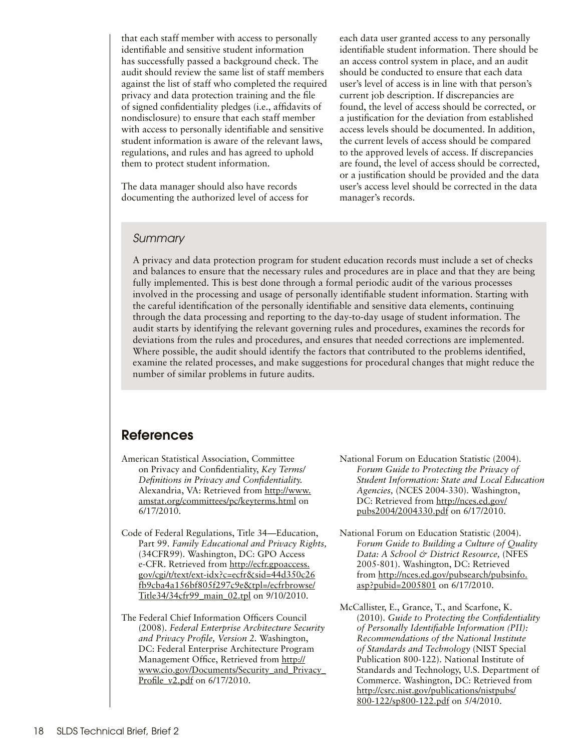that each staff member with access to personally identifiable and sensitive student information has successfully passed a background check. The audit should review the same list of staff members against the list of staff who completed the required privacy and data protection training and the file of signed confidentiality pledges (i.e., affidavits of nondisclosure) to ensure that each staff member with access to personally identifiable and sensitive student information is aware of the relevant laws, regulations, and rules and has agreed to uphold them to protect student information.

The data manager should also have records documenting the authorized level of access for each data user granted access to any personally identifiable student information. There should be an access control system in place, and an audit should be conducted to ensure that each data user's level of access is in line with that person's current job description. If discrepancies are found, the level of access should be corrected, or a justification for the deviation from established access levels should be documented. In addition, the current levels of access should be compared to the approved levels of access. If discrepancies are found, the level of access should be corrected, or a justification should be provided and the data user's access level should be corrected in the data manager's records.

### *Summary*

A privacy and data protection program for student education records must include a set of checks and balances to ensure that the necessary rules and procedures are in place and that they are being fully implemented. This is best done through a formal periodic audit of the various processes involved in the processing and usage of personally identifiable student information. Starting with the careful identification of the personally identifiable and sensitive data elements, continuing through the data processing and reporting to the day-to-day usage of student information. The audit starts by identifying the relevant governing rules and procedures, examines the records for deviations from the rules and procedures, and ensures that needed corrections are implemented. Where possible, the audit should identify the factors that contributed to the problems identified, examine the related processes, and make suggestions for procedural changes that might reduce the number of similar problems in future audits.

## References

American Statistical Association, Committee on Privacy and Confidentiality, *Key Terms/ Definitions in Privacy and Confidentiality.* Alexandria, VA: Retrieved from http://www.amstat.org/committees/pc/keyterms.html on 6/17/2010.

Code of Federal Regulations, Title 34—Education, Part 99. *Family Educational and Privacy Rights,* (34CFR99). Washington, DC: GPO Access e-CFR. Retrieved from http://ecfr.gpoaccess.gov/cgi/t/text/ext-idx?c=ecfr&sid=44d350c26fb9cba4a156bf805f297c9e&tpl=/ecfrbrowse/Title34/34cfr99_main_02.tpl on 9/10/2010.

The Federal Chief Information Officers Council (2008). *Federal Enterprise Architecture Security and Privacy Profile, Version 2.* Washington, DC: Federal Enterprise Architecture Program Management Office, Retrieved from http://www.cio.gov/Documents/Security_and_Privacy_Profile_v2.pdf on 6/17/2010.

National Forum on Education Statistic (2004). *Forum Guide to Protecting the Privacy of Student Information: State and Local Education Agencies,* (NCES 2004-330). Washington, DC: Retrieved from http://nces.ed.gov/pubs2004/2004330.pdf on 6/17/2010.

National Forum on Education Statistic (2004). *Forum Guide to Building a Culture of Quality Data: A School & District Resource,* (NFES 2005-801). Washington, DC: Retrieved from http://nces.ed.gov/pubsearch/pubsinfo.asp?pubid=2005801 on 6/17/2010.

McCallister, E., Grance, T., and Scarfone, K. (2010). *Guide to Protecting the Confidentiality of Personally Identifiable Information (PII): Recommendations of the National Institute of Standards and Technology* (NIST Special Publication 800-122). National Institute of Standards and Technology, U.S. Department of Commerce. Washington, DC: Retrieved from http://csrc.nist.gov/publications/nistpubs/800-122/sp800-122.pdf on 5/4/2010.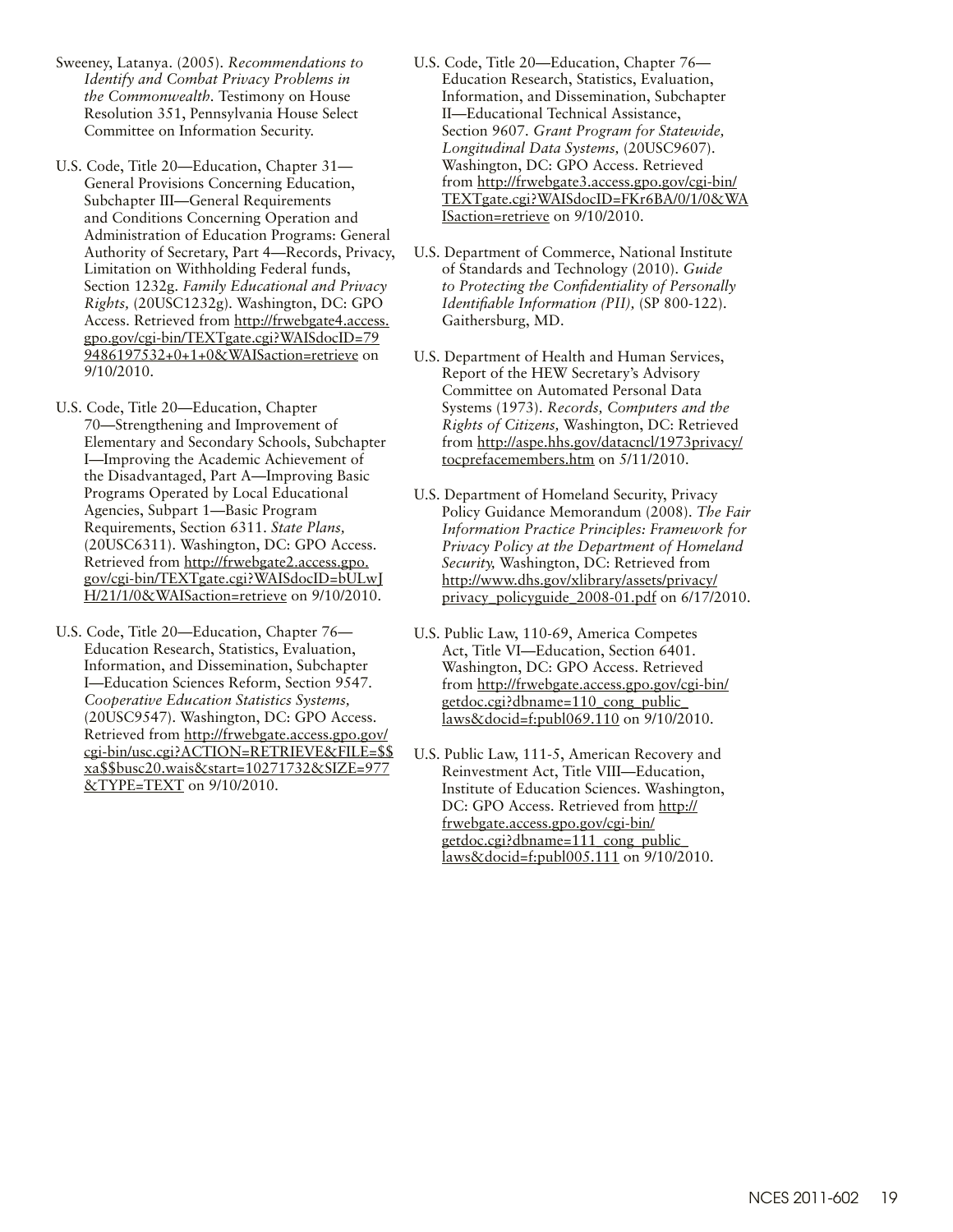Sweeney, Latanya. (2005). *Recommendations to Identify and Combat Privacy Problems in the Commonwealth.* Testimony on House Resolution 351, Pennsylvania House Select Committee on Information Security.

U.S. Code, Title 20—Education, Chapter 31—General Provisions Concerning Education, Subchapter III—General Requirements and Conditions Concerning Operation and Administration of Education Programs: General Authority of Secretary, Part 4—Records, Privacy, Limitation on Withholding Federal funds, Section 1232g. *Family Educational and Privacy Rights,* (20USC1232g). Washington, DC: GPO Access. Retrieved from http://frwebgate4.access.gpo.gov/cgi-bin/TEXTgate.cgi?WAISdocID=799486197532+0+1+0&WAISaction=retrieve on 9/10/2010.

U.S. Code, Title 20—Education, Chapter 70—Strengthening and Improvement of Elementary and Secondary Schools, Subchapter I—Improving the Academic Achievement of the Disadvantaged, Part A—Improving Basic Programs Operated by Local Educational Agencies, Subpart 1—Basic Program Requirements, Section 6311. *State Plans,* (20USC6311). Washington, DC: GPO Access. Retrieved from http://frwebgate2.access.gpo.gov/cgi-bin/TEXTgate.cgi?WAISdocID=bULwJH/21/1/0&WAISaction=retrieve on 9/10/2010.

U.S. Code, Title 20—Education, Chapter 76—Education Research, Statistics, Evaluation, Information, and Dissemination, Subchapter I—Education Sciences Reform, Section 9547. *Cooperative Education Statistics Systems,* (20USC9547). Washington, DC: GPO Access. Retrieved from http://frwebgate.access.gpo.gov/cgi-bin/usc.cgi?ACTION=RETRIEVE&FILE=$$xa$$busc20.wais&start=10271732&SIZE=977&TYPE=TEXT on 9/10/2010.

U.S. Code, Title 20—Education, Chapter 76—Education Research, Statistics, Evaluation, Information, and Dissemination, Subchapter II—Educational Technical Assistance, Section 9607. *Grant Program for Statewide, Longitudinal Data Systems,* (20USC9607). Washington, DC: GPO Access. Retrieved from http://frwebgate3.access.gpo.gov/cgi-bin/TEXTgate.cgi?WAISdocID=FKr6BA/0/1/0&WAISaction=retrieve on 9/10/2010.

U.S. Department of Commerce, National Institute of Standards and Technology (2010). *Guide to Protecting the Confidentiality of Personally Identifiable Information (PII),* (SP 800-122). Gaithersburg, MD.

U.S. Department of Health and Human Services, Report of the HEW Secretary's Advisory Committee on Automated Personal Data Systems (1973). *Records, Computers and the Rights of Citizens,* Washington, DC: Retrieved from http://aspe.hhs.gov/datacncl/1973privacy/tocprefacemembers.htm on 5/11/2010.

U.S. Department of Homeland Security, Privacy Policy Guidance Memorandum (2008). *The Fair Information Practice Principles: Framework for Privacy Policy at the Department of Homeland Security,* Washington, DC: Retrieved from http://www.dhs.gov/xlibrary/assets/privacy/privacy_policyguide_2008-01.pdf on 6/17/2010.

U.S. Public Law, 110-69, America Competes Act, Title VI—Education, Section 6401. Washington, DC: GPO Access. Retrieved from http://frwebgate.access.gpo.gov/cgi-bin/getdoc.cgi?dbname=110_cong_public_laws&docid=f:publ069.110 on 9/10/2010.

U.S. Public Law, 111-5, American Recovery and Reinvestment Act, Title VIII—Education, Institute of Education Sciences. Washington, DC: GPO Access. Retrieved from http://frwebgate.access.gpo.gov/cgi-bin/getdoc.cgi?dbname=111_cong_public_laws&docid=f:publ005.111 on 9/10/2010.